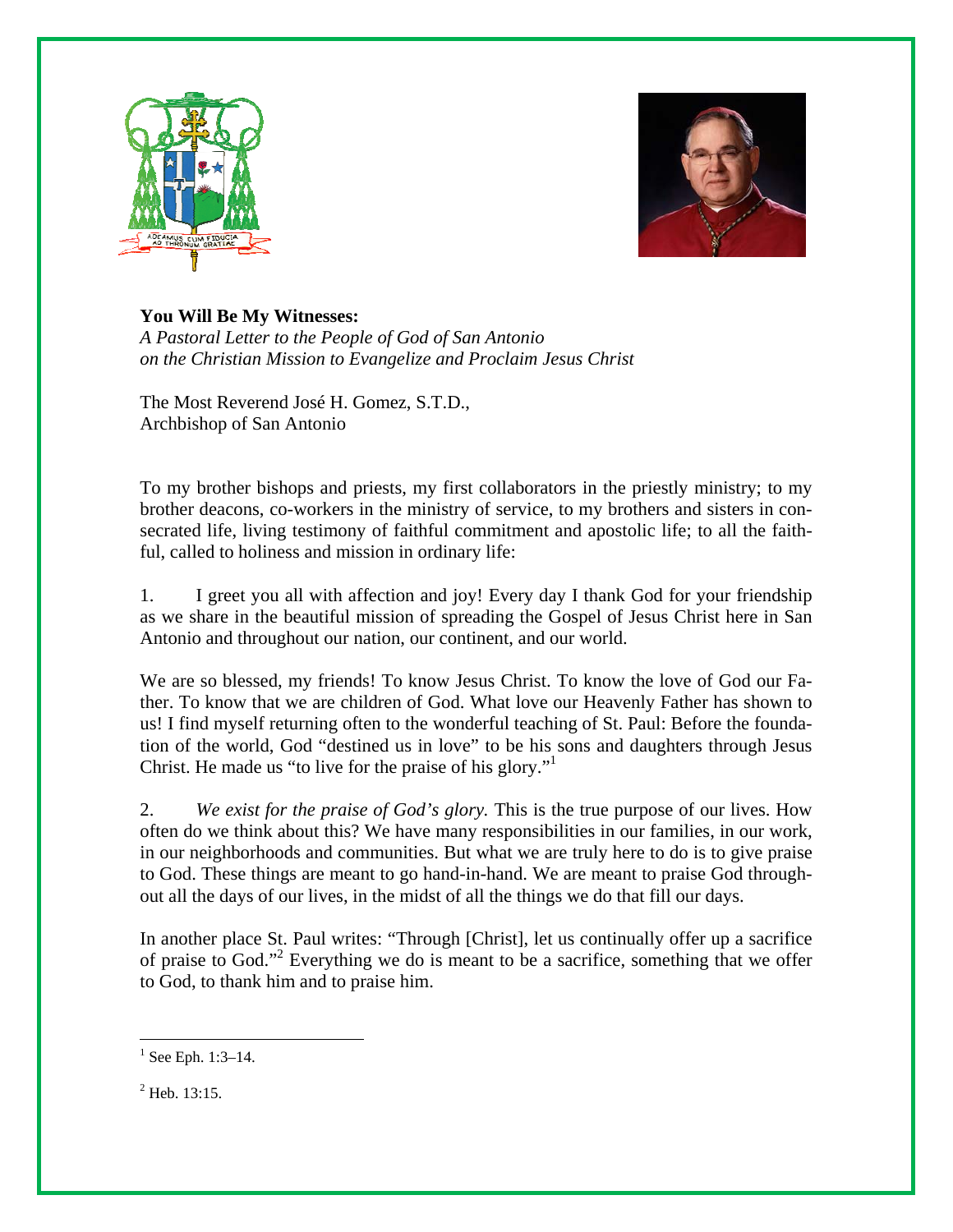**You Will Be My Witnesses:**
*A Pastoral Letter to the People of God of San Antonio*
*on the Christian Mission to Evangelize and Proclaim Jesus Christ*

The Most Reverend José H. Gomez, S.T.D.,
Archbishop of San Antonio

To my brother bishops and priests, my first collaborators in the priestly ministry; to my brother deacons, co-workers in the ministry of service, to my brothers and sisters in consecrated life, living testimony of faithful commitment and apostolic life; to all the faithful, called to holiness and mission in ordinary life:

1. I greet you all with affection and joy! Every day I thank God for your friendship as we share in the beautiful mission of spreading the Gospel of Jesus Christ here in San Antonio and throughout our nation, our continent, and our world.

We are so blessed, my friends! To know Jesus Christ. To know the love of God our Father. To know that we are children of God. What love our Heavenly Father has shown to us! I find myself returning often to the wonderful teaching of St. Paul: Before the foundation of the world, God "destined us in love" to be his sons and daughters through Jesus Christ. He made us "to live for the praise of his glory."[1]

2. *We exist for the praise of God's glory.* This is the true purpose of our lives. How often do we think about this? We have many responsibilities in our families, in our work, in our neighborhoods and communities. But what we are truly here to do is to give praise to God. These things are meant to go hand-in-hand. We are meant to praise God throughout all the days of our lives, in the midst of all the things we do that fill our days.

In another place St. Paul writes: "Through [Christ], let us continually offer up a sacrifice of praise to God."[2] Everything we do is meant to be a sacrifice, something that we offer to God, to thank him and to praise him.

---

[1] See Eph. 1:3–14.

[2] Heb. 13:15.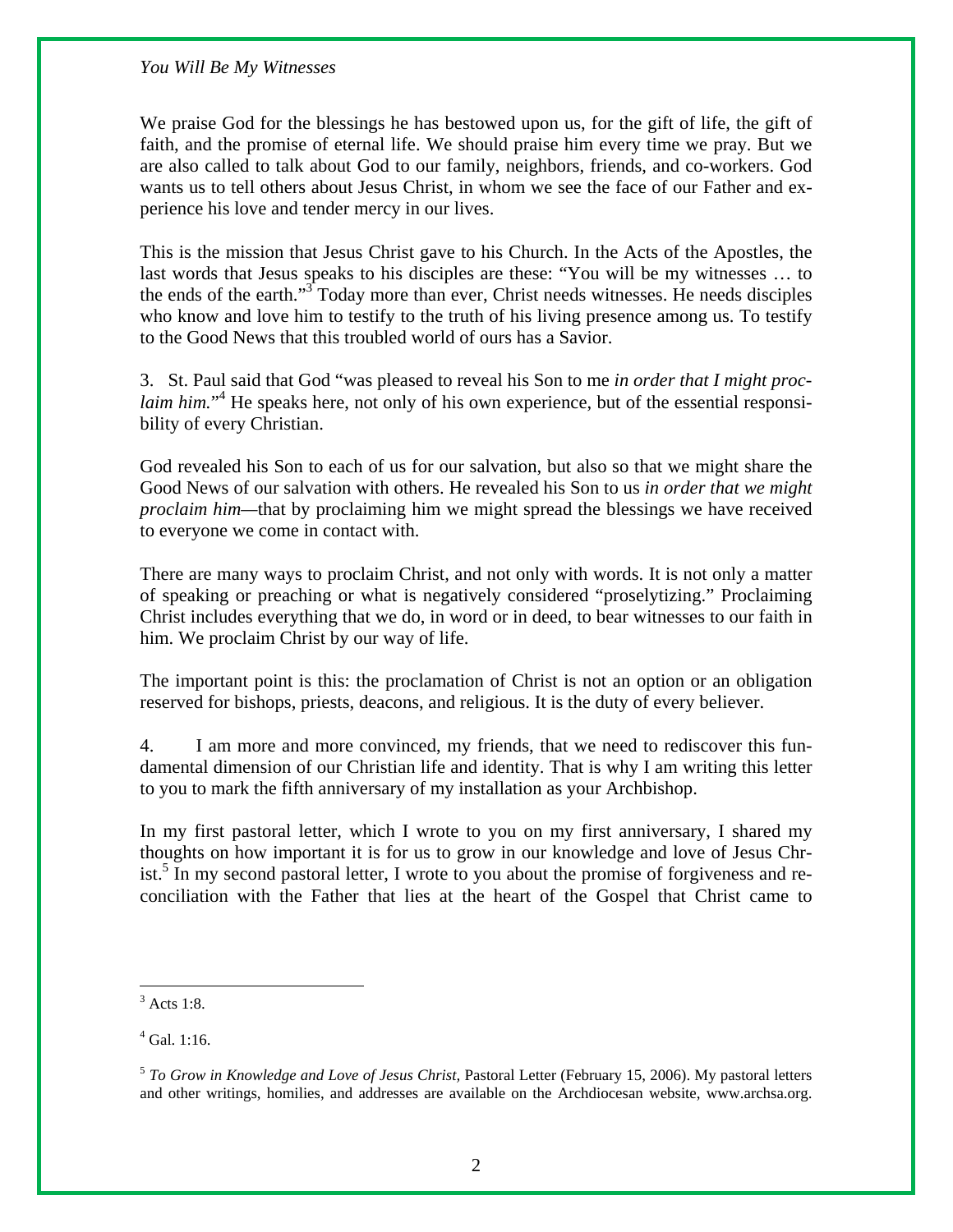We praise God for the blessings he has bestowed upon us, for the gift of life, the gift of faith, and the promise of eternal life. We should praise him every time we pray. But we are also called to talk about God to our family, neighbors, friends, and co-workers. God wants us to tell others about Jesus Christ, in whom we see the face of our Father and experience his love and tender mercy in our lives.

This is the mission that Jesus Christ gave to his Church. In the Acts of the Apostles, the last words that Jesus speaks to his disciples are these: "You will be my witnesses … to the ends of the earth."[3] Today more than ever, Christ needs witnesses. He needs disciples who know and love him to testify to the truth of his living presence among us. To testify to the Good News that this troubled world of ours has a Savior.

3. St. Paul said that God "was pleased to reveal his Son to me *in order that I might proclaim him.*"[4] He speaks here, not only of his own experience, but of the essential responsibility of every Christian.

God revealed his Son to each of us for our salvation, but also so that we might share the Good News of our salvation with others. He revealed his Son to us *in order that we might proclaim him*—that by proclaiming him we might spread the blessings we have received to everyone we come in contact with.

There are many ways to proclaim Christ, and not only with words. It is not only a matter of speaking or preaching or what is negatively considered "proselytizing." Proclaiming Christ includes everything that we do, in word or in deed, to bear witnesses to our faith in him. We proclaim Christ by our way of life.

The important point is this: the proclamation of Christ is not an option or an obligation reserved for bishops, priests, deacons, and religious. It is the duty of every believer.

4. I am more and more convinced, my friends, that we need to rediscover this fundamental dimension of our Christian life and identity. That is why I am writing this letter to you to mark the fifth anniversary of my installation as your Archbishop.

In my first pastoral letter, which I wrote to you on my first anniversary, I shared my thoughts on how important it is for us to grow in our knowledge and love of Jesus Christ.[5] In my second pastoral letter, I wrote to you about the promise of forgiveness and reconciliation with the Father that lies at the heart of the Gospel that Christ came to

---

[3] Acts 1:8.

[4] Gal. 1:16.

[5] *To Grow in Knowledge and Love of Jesus Christ*, Pastoral Letter (February 15, 2006). My pastoral letters and other writings, homilies, and addresses are available on the Archdiocesan website, www.archsa.org.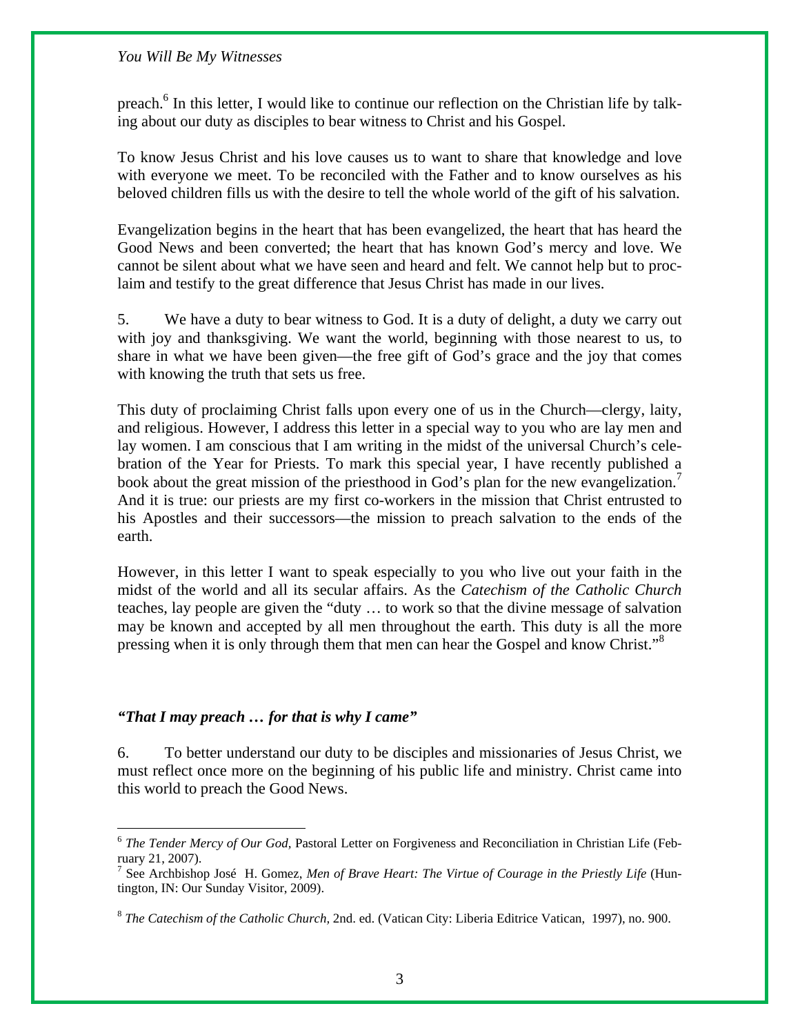preach.[6] In this letter, I would like to continue our reflection on the Christian life by talking about our duty as disciples to bear witness to Christ and his Gospel.

To know Jesus Christ and his love causes us to want to share that knowledge and love with everyone we meet. To be reconciled with the Father and to know ourselves as his beloved children fills us with the desire to tell the whole world of the gift of his salvation.

Evangelization begins in the heart that has been evangelized, the heart that has heard the Good News and been converted; the heart that has known God's mercy and love. We cannot be silent about what we have seen and heard and felt. We cannot help but to proclaim and testify to the great difference that Jesus Christ has made in our lives.

5. We have a duty to bear witness to God. It is a duty of delight, a duty we carry out with joy and thanksgiving. We want the world, beginning with those nearest to us, to share in what we have been given—the free gift of God's grace and the joy that comes with knowing the truth that sets us free.

This duty of proclaiming Christ falls upon every one of us in the Church—clergy, laity, and religious. However, I address this letter in a special way to you who are lay men and lay women. I am conscious that I am writing in the midst of the universal Church's celebration of the Year for Priests. To mark this special year, I have recently published a book about the great mission of the priesthood in God's plan for the new evangelization.[7] And it is true: our priests are my first co-workers in the mission that Christ entrusted to his Apostles and their successors—the mission to preach salvation to the ends of the earth.

However, in this letter I want to speak especially to you who live out your faith in the midst of the world and all its secular affairs. As the *Catechism of the Catholic Church* teaches, lay people are given the "duty … to work so that the divine message of salvation may be known and accepted by all men throughout the earth. This duty is all the more pressing when it is only through them that men can hear the Gospel and know Christ."[8]

### *"That I may preach … for that is why I came"*

6. To better understand our duty to be disciples and missionaries of Jesus Christ, we must reflect once more on the beginning of his public life and ministry. Christ came into this world to preach the Good News.

---

[6] *The Tender Mercy of Our God*, Pastoral Letter on Forgiveness and Reconciliation in Christian Life (February 21, 2007).

[7] See Archbishop José H. Gomez, *Men of Brave Heart: The Virtue of Courage in the Priestly Life* (Huntington, IN: Our Sunday Visitor, 2009).

[8] *The Catechism of the Catholic Church*, 2nd. ed. (Vatican City: Liberia Editrice Vatican, 1997), no. 900.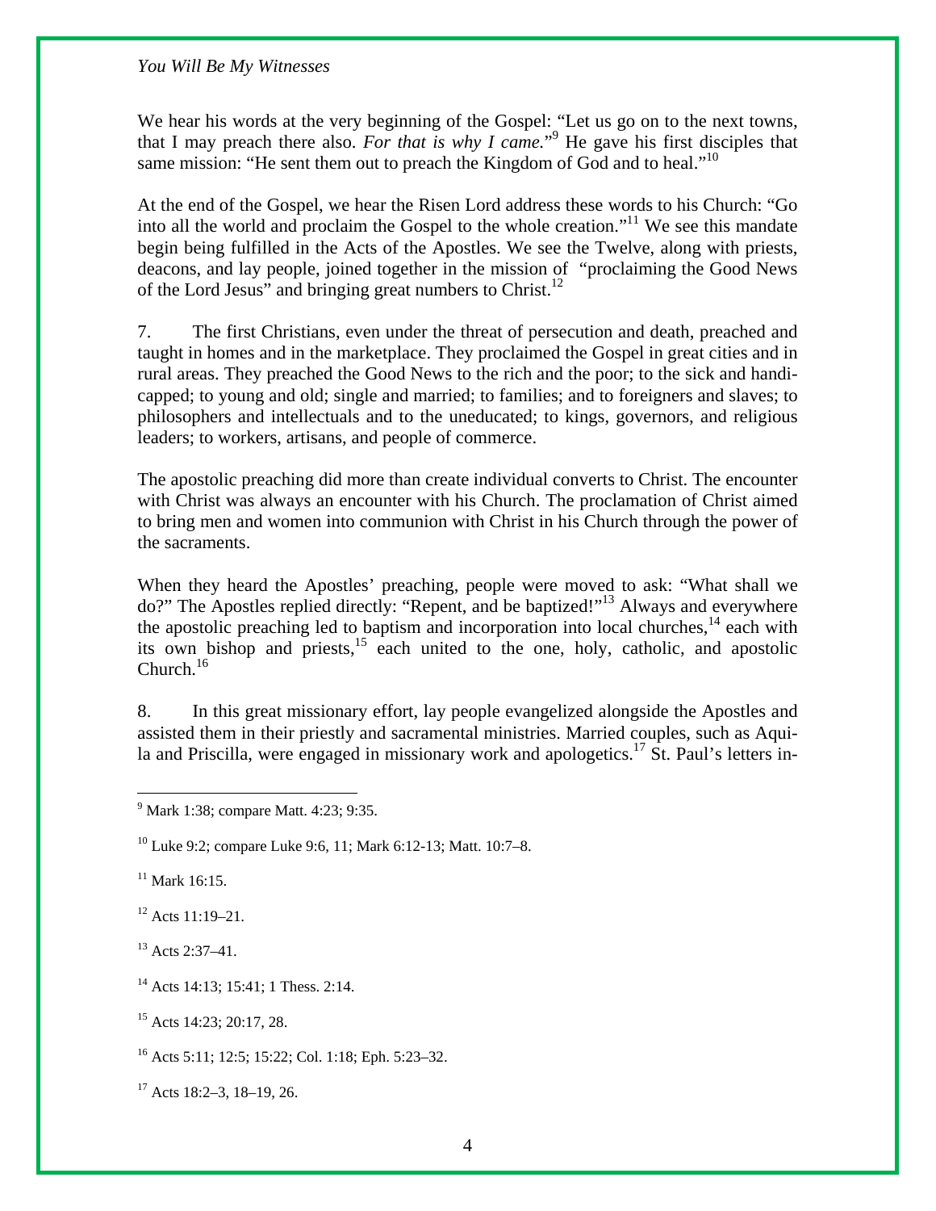We hear his words at the very beginning of the Gospel: "Let us go on to the next towns, that I may preach there also. *For that is why I came.*"[9] He gave his first disciples that same mission: "He sent them out to preach the Kingdom of God and to heal."[10]

At the end of the Gospel, we hear the Risen Lord address these words to his Church: "Go into all the world and proclaim the Gospel to the whole creation."[11] We see this mandate begin being fulfilled in the Acts of the Apostles. We see the Twelve, along with priests, deacons, and lay people, joined together in the mission of "proclaiming the Good News of the Lord Jesus" and bringing great numbers to Christ.[12]

7. The first Christians, even under the threat of persecution and death, preached and taught in homes and in the marketplace. They proclaimed the Gospel in great cities and in rural areas. They preached the Good News to the rich and the poor; to the sick and handicapped; to young and old; single and married; to families; and to foreigners and slaves; to philosophers and intellectuals and to the uneducated; to kings, governors, and religious leaders; to workers, artisans, and people of commerce.

The apostolic preaching did more than create individual converts to Christ. The encounter with Christ was always an encounter with his Church. The proclamation of Christ aimed to bring men and women into communion with Christ in his Church through the power of the sacraments.

When they heard the Apostles' preaching, people were moved to ask: "What shall we do?" The Apostles replied directly: "Repent, and be baptized!"[13] Always and everywhere the apostolic preaching led to baptism and incorporation into local churches,[14] each with its own bishop and priests,[15] each united to the one, holy, catholic, and apostolic Church.[16]

8. In this great missionary effort, lay people evangelized alongside the Apostles and assisted them in their priestly and sacramental ministries. Married couples, such as Aquila and Priscilla, were engaged in missionary work and apologetics.[17] St. Paul's letters in-

---

[9] Mark 1:38; compare Matt. 4:23; 9:35.

[10] Luke 9:2; compare Luke 9:6, 11; Mark 6:12-13; Matt. 10:7–8.

[11] Mark 16:15.

[12] Acts 11:19–21.

[13] Acts 2:37–41.

[14] Acts 14:13; 15:41; 1 Thess. 2:14.

[15] Acts 14:23; 20:17, 28.

[16] Acts 5:11; 12:5; 15:22; Col. 1:18; Eph. 5:23–32.

[17] Acts 18:2–3, 18–19, 26.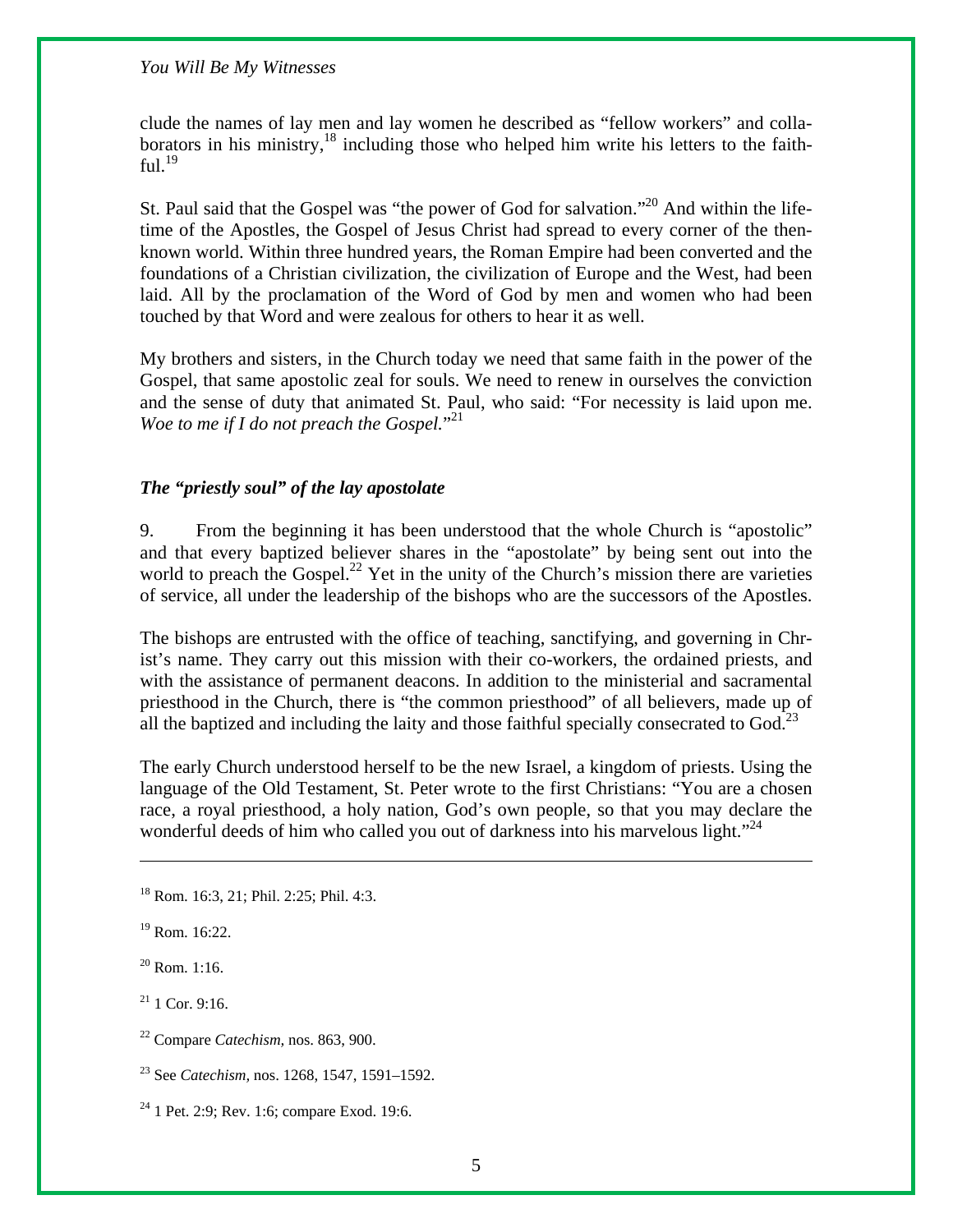clude the names of lay men and lay women he described as "fellow workers" and collaborators in his ministry,[18] including those who helped him write his letters to the faithful.[19]

St. Paul said that the Gospel was "the power of God for salvation."[20] And within the lifetime of the Apostles, the Gospel of Jesus Christ had spread to every corner of the then-known world. Within three hundred years, the Roman Empire had been converted and the foundations of a Christian civilization, the civilization of Europe and the West, had been laid. All by the proclamation of the Word of God by men and women who had been touched by that Word and were zealous for others to hear it as well.

My brothers and sisters, in the Church today we need that same faith in the power of the Gospel, that same apostolic zeal for souls. We need to renew in ourselves the conviction and the sense of duty that animated St. Paul, who said: "For necessity is laid upon me. *Woe to me if I do not preach the Gospel.*"[21]

### *The "priestly soul" of the lay apostolate*

9. From the beginning it has been understood that the whole Church is "apostolic" and that every baptized believer shares in the "apostolate" by being sent out into the world to preach the Gospel.[22] Yet in the unity of the Church's mission there are varieties of service, all under the leadership of the bishops who are the successors of the Apostles.

The bishops are entrusted with the office of teaching, sanctifying, and governing in Christ's name. They carry out this mission with their co-workers, the ordained priests, and with the assistance of permanent deacons. In addition to the ministerial and sacramental priesthood in the Church, there is "the common priesthood" of all believers, made up of all the baptized and including the laity and those faithful specially consecrated to God.[23]

The early Church understood herself to be the new Israel, a kingdom of priests. Using the language of the Old Testament, St. Peter wrote to the first Christians: "You are a chosen race, a royal priesthood, a holy nation, God's own people, so that you may declare the wonderful deeds of him who called you out of darkness into his marvelous light."[24]

---

[18] Rom. 16:3, 21; Phil. 2:25; Phil. 4:3.

[19] Rom. 16:22.

[20] Rom. 1:16.

[21] 1 Cor. 9:16.

[22] Compare *Catechism,* nos. 863, 900.

[23] See *Catechism,* nos. 1268, 1547, 1591–1592.

[24] 1 Pet. 2:9; Rev. 1:6; compare Exod. 19:6.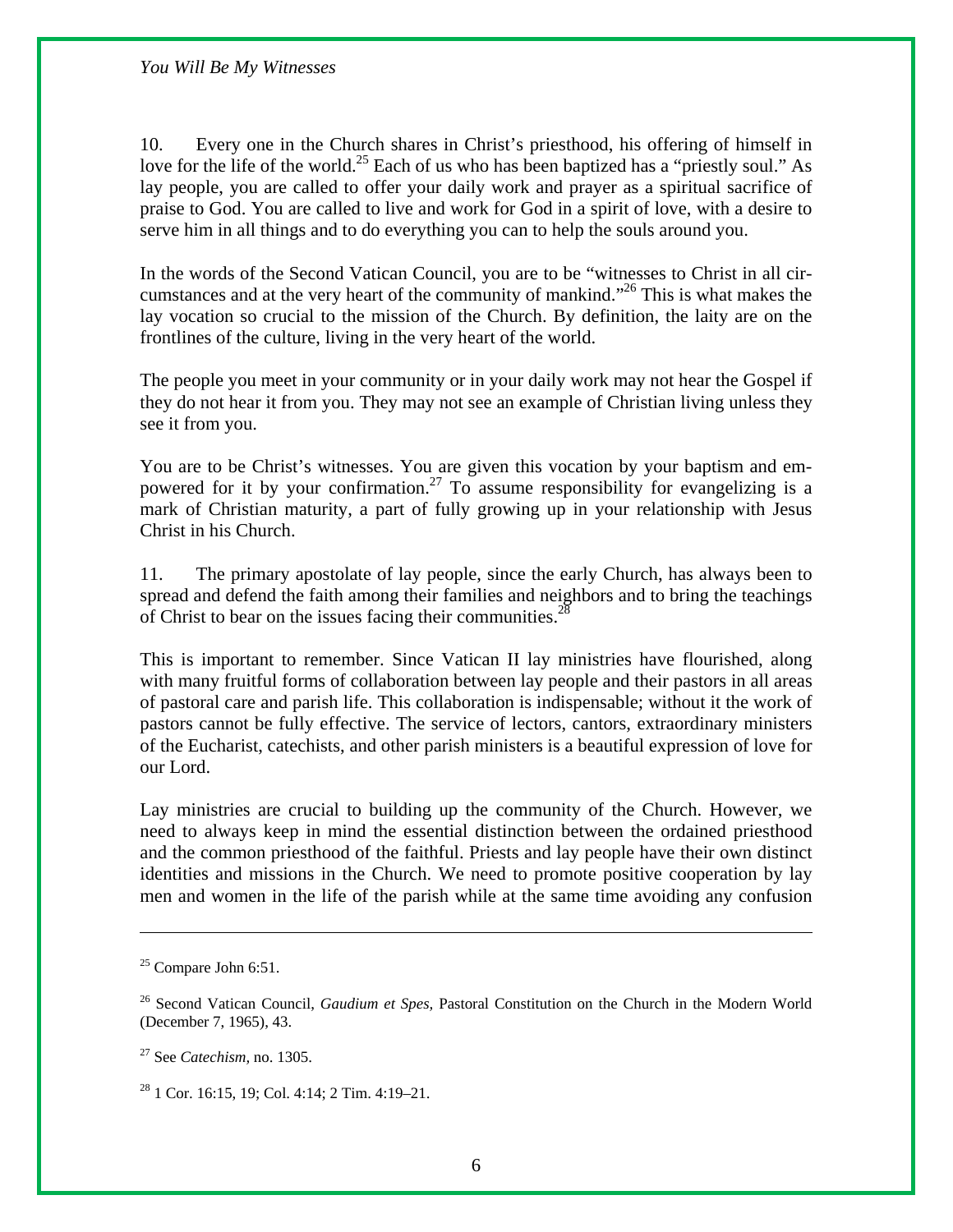10. Every one in the Church shares in Christ's priesthood, his offering of himself in love for the life of the world.[25] Each of us who has been baptized has a "priestly soul." As lay people, you are called to offer your daily work and prayer as a spiritual sacrifice of praise to God. You are called to live and work for God in a spirit of love, with a desire to serve him in all things and to do everything you can to help the souls around you.

In the words of the Second Vatican Council, you are to be "witnesses to Christ in all circumstances and at the very heart of the community of mankind."[26] This is what makes the lay vocation so crucial to the mission of the Church. By definition, the laity are on the frontlines of the culture, living in the very heart of the world.

The people you meet in your community or in your daily work may not hear the Gospel if they do not hear it from you. They may not see an example of Christian living unless they see it from you.

You are to be Christ's witnesses. You are given this vocation by your baptism and empowered for it by your confirmation.[27] To assume responsibility for evangelizing is a mark of Christian maturity, a part of fully growing up in your relationship with Jesus Christ in his Church.

11. The primary apostolate of lay people, since the early Church, has always been to spread and defend the faith among their families and neighbors and to bring the teachings of Christ to bear on the issues facing their communities.[28]

This is important to remember. Since Vatican II lay ministries have flourished, along with many fruitful forms of collaboration between lay people and their pastors in all areas of pastoral care and parish life. This collaboration is indispensable; without it the work of pastors cannot be fully effective. The service of lectors, cantors, extraordinary ministers of the Eucharist, catechists, and other parish ministers is a beautiful expression of love for our Lord.

Lay ministries are crucial to building up the community of the Church. However, we need to always keep in mind the essential distinction between the ordained priesthood and the common priesthood of the faithful. Priests and lay people have their own distinct identities and missions in the Church. We need to promote positive cooperation by lay men and women in the life of the parish while at the same time avoiding any confusion

---

[25] Compare John 6:51.

[26] Second Vatican Council, *Gaudium et Spes,* Pastoral Constitution on the Church in the Modern World (December 7, 1965), 43.

[27] See *Catechism,* no. 1305.

[28] 1 Cor. 16:15, 19; Col. 4:14; 2 Tim. 4:19–21.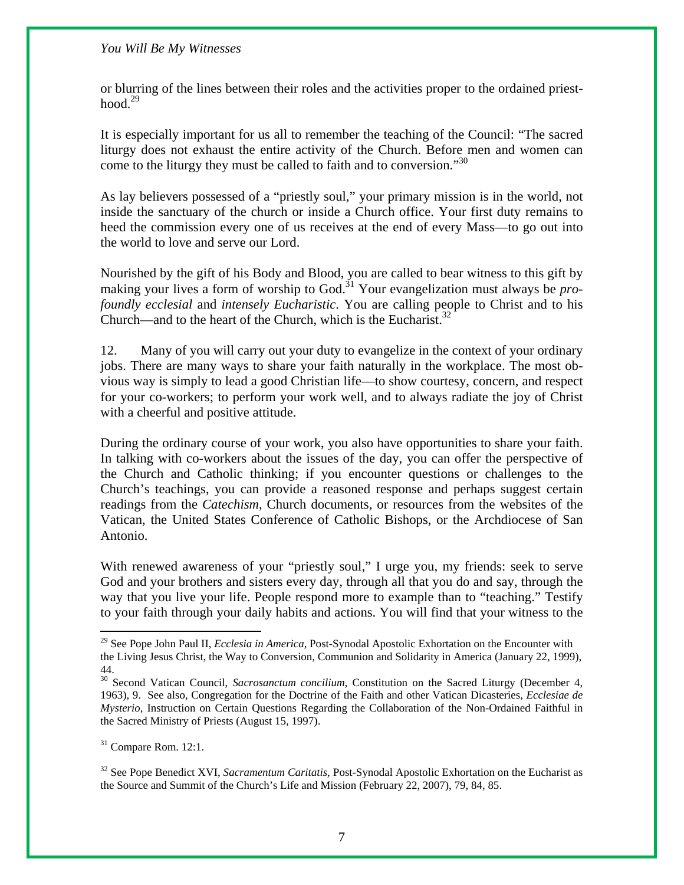or blurring of the lines between their roles and the activities proper to the ordained priesthood.[29]

It is especially important for us all to remember the teaching of the Council: "The sacred liturgy does not exhaust the entire activity of the Church. Before men and women can come to the liturgy they must be called to faith and to conversion."[30]

As lay believers possessed of a "priestly soul," your primary mission is in the world, not inside the sanctuary of the church or inside a Church office. Your first duty remains to heed the commission every one of us receives at the end of every Mass—to go out into the world to love and serve our Lord.

Nourished by the gift of his Body and Blood, you are called to bear witness to this gift by making your lives a form of worship to God.[31] Your evangelization must always be *profoundly ecclesial* and *intensely Eucharistic*. You are calling people to Christ and to his Church—and to the heart of the Church, which is the Eucharist.[32]

12. Many of you will carry out your duty to evangelize in the context of your ordinary jobs. There are many ways to share your faith naturally in the workplace. The most obvious way is simply to lead a good Christian life—to show courtesy, concern, and respect for your co-workers; to perform your work well, and to always radiate the joy of Christ with a cheerful and positive attitude.

During the ordinary course of your work, you also have opportunities to share your faith. In talking with co-workers about the issues of the day, you can offer the perspective of the Church and Catholic thinking; if you encounter questions or challenges to the Church's teachings, you can provide a reasoned response and perhaps suggest certain readings from the *Catechism*, Church documents, or resources from the websites of the Vatican, the United States Conference of Catholic Bishops, or the Archdiocese of San Antonio.

With renewed awareness of your "priestly soul," I urge you, my friends: seek to serve God and your brothers and sisters every day, through all that you do and say, through the way that you live your life. People respond more to example than to "teaching." Testify to your faith through your daily habits and actions. You will find that your witness to the

---

[29] See Pope John Paul II, *Ecclesia in America*, Post-Synodal Apostolic Exhortation on the Encounter with the Living Jesus Christ, the Way to Conversion, Communion and Solidarity in America (January 22, 1999), 44.

[30] Second Vatican Council, *Sacrosanctum concilium*, Constitution on the Sacred Liturgy (December 4, 1963), 9. See also, Congregation for the Doctrine of the Faith and other Vatican Dicasteries, *Ecclesiae de Mysterio*, Instruction on Certain Questions Regarding the Collaboration of the Non-Ordained Faithful in the Sacred Ministry of Priests (August 15, 1997).

[31] Compare Rom. 12:1.

[32] See Pope Benedict XVI, *Sacramentum Caritatis*, Post-Synodal Apostolic Exhortation on the Eucharist as the Source and Summit of the Church's Life and Mission (February 22, 2007), 79, 84, 85.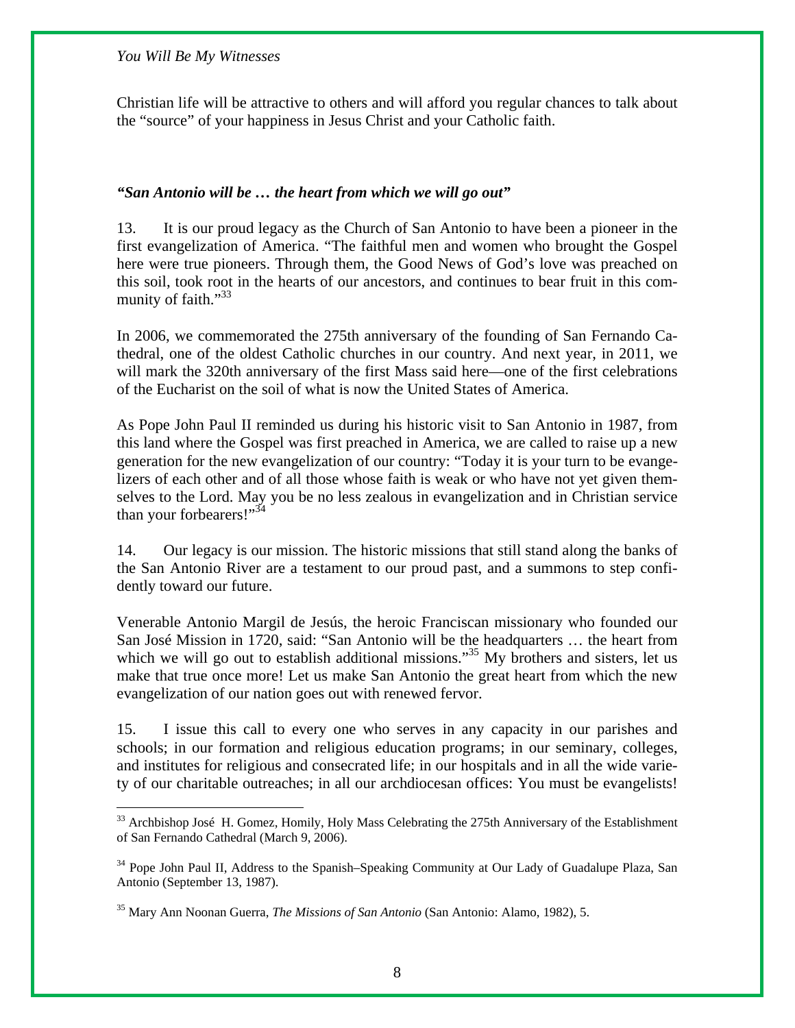Christian life will be attractive to others and will afford you regular chances to talk about the "source" of your happiness in Jesus Christ and your Catholic faith.

### *"San Antonio will be … the heart from which we will go out"*

13. It is our proud legacy as the Church of San Antonio to have been a pioneer in the first evangelization of America. "The faithful men and women who brought the Gospel here were true pioneers. Through them, the Good News of God's love was preached on this soil, took root in the hearts of our ancestors, and continues to bear fruit in this community of faith."[33]

In 2006, we commemorated the 275th anniversary of the founding of San Fernando Cathedral, one of the oldest Catholic churches in our country. And next year, in 2011, we will mark the 320th anniversary of the first Mass said here—one of the first celebrations of the Eucharist on the soil of what is now the United States of America.

As Pope John Paul II reminded us during his historic visit to San Antonio in 1987, from this land where the Gospel was first preached in America, we are called to raise up a new generation for the new evangelization of our country: "Today it is your turn to be evangelizers of each other and of all those whose faith is weak or who have not yet given themselves to the Lord. May you be no less zealous in evangelization and in Christian service than your forbearers!"[34]

14. Our legacy is our mission. The historic missions that still stand along the banks of the San Antonio River are a testament to our proud past, and a summons to step confidently toward our future.

Venerable Antonio Margil de Jesús, the heroic Franciscan missionary who founded our San José Mission in 1720, said: "San Antonio will be the headquarters … the heart from which we will go out to establish additional missions."[35] My brothers and sisters, let us make that true once more! Let us make San Antonio the great heart from which the new evangelization of our nation goes out with renewed fervor.

15. I issue this call to every one who serves in any capacity in our parishes and schools; in our formation and religious education programs; in our seminary, colleges, and institutes for religious and consecrated life; in our hospitals and in all the wide variety of our charitable outreaches; in all our archdiocesan offices: You must be evangelists!

---

[33] Archbishop José H. Gomez, Homily, Holy Mass Celebrating the 275th Anniversary of the Establishment of San Fernando Cathedral (March 9, 2006).

[34] Pope John Paul II, Address to the Spanish–Speaking Community at Our Lady of Guadalupe Plaza, San Antonio (September 13, 1987).

[35] Mary Ann Noonan Guerra, *The Missions of San Antonio* (San Antonio: Alamo, 1982), 5.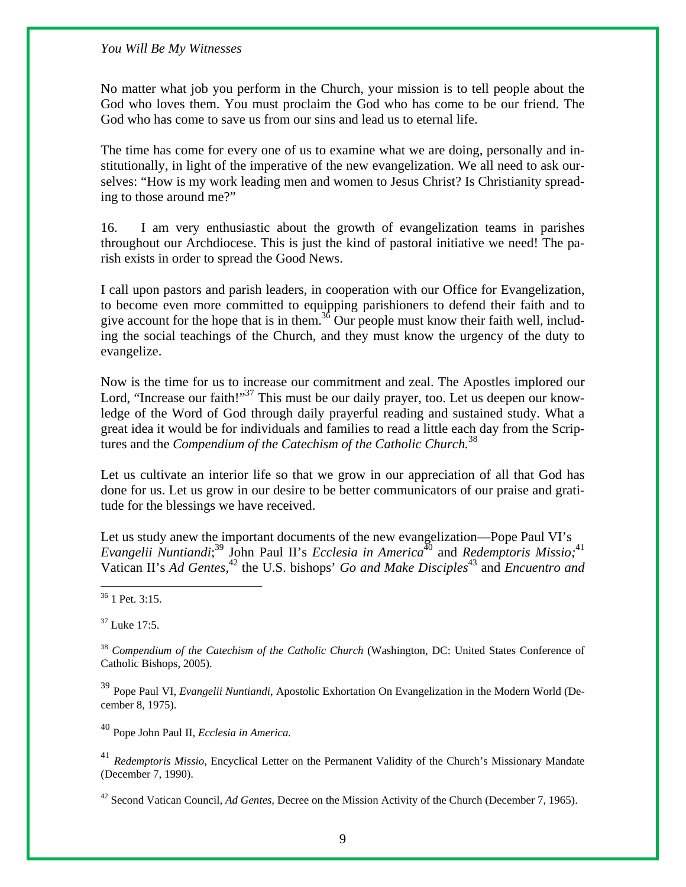No matter what job you perform in the Church, your mission is to tell people about the God who loves them. You must proclaim the God who has come to be our friend. The God who has come to save us from our sins and lead us to eternal life.

The time has come for every one of us to examine what we are doing, personally and institutionally, in light of the imperative of the new evangelization. We all need to ask ourselves: "How is my work leading men and women to Jesus Christ? Is Christianity spreading to those around me?"

16. I am very enthusiastic about the growth of evangelization teams in parishes throughout our Archdiocese. This is just the kind of pastoral initiative we need! The parish exists in order to spread the Good News.

I call upon pastors and parish leaders, in cooperation with our Office for Evangelization, to become even more committed to equipping parishioners to defend their faith and to give account for the hope that is in them.[36] Our people must know their faith well, including the social teachings of the Church, and they must know the urgency of the duty to evangelize.

Now is the time for us to increase our commitment and zeal. The Apostles implored our Lord, "Increase our faith!"[37] This must be our daily prayer, too. Let us deepen our knowledge of the Word of God through daily prayerful reading and sustained study. What a great idea it would be for individuals and families to read a little each day from the Scriptures and the *Compendium of the Catechism of the Catholic Church.*[38]

Let us cultivate an interior life so that we grow in our appreciation of all that God has done for us. Let us grow in our desire to be better communicators of our praise and gratitude for the blessings we have received.

Let us study anew the important documents of the new evangelization—Pope Paul VI's *Evangelii Nuntiandi*;[39] John Paul II's *Ecclesia in America*[40] and *Redemptoris Missio;*[41] Vatican II's *Ad Gentes,*[42] the U.S. bishops' *Go and Make Disciples*[43] and *Encuentro and*

---

[36] 1 Pet. 3:15.

[37] Luke 17:5.

[38] *Compendium of the Catechism of the Catholic Church* (Washington, DC: United States Conference of Catholic Bishops, 2005).

[39] Pope Paul VI, *Evangelii Nuntiandi,* Apostolic Exhortation On Evangelization in the Modern World (December 8, 1975).

[40] Pope John Paul II, *Ecclesia in America.*

[41] *Redemptoris Missio,* Encyclical Letter on the Permanent Validity of the Church's Missionary Mandate (December 7, 1990).

[42] Second Vatican Council, *Ad Gentes,* Decree on the Mission Activity of the Church (December 7, 1965).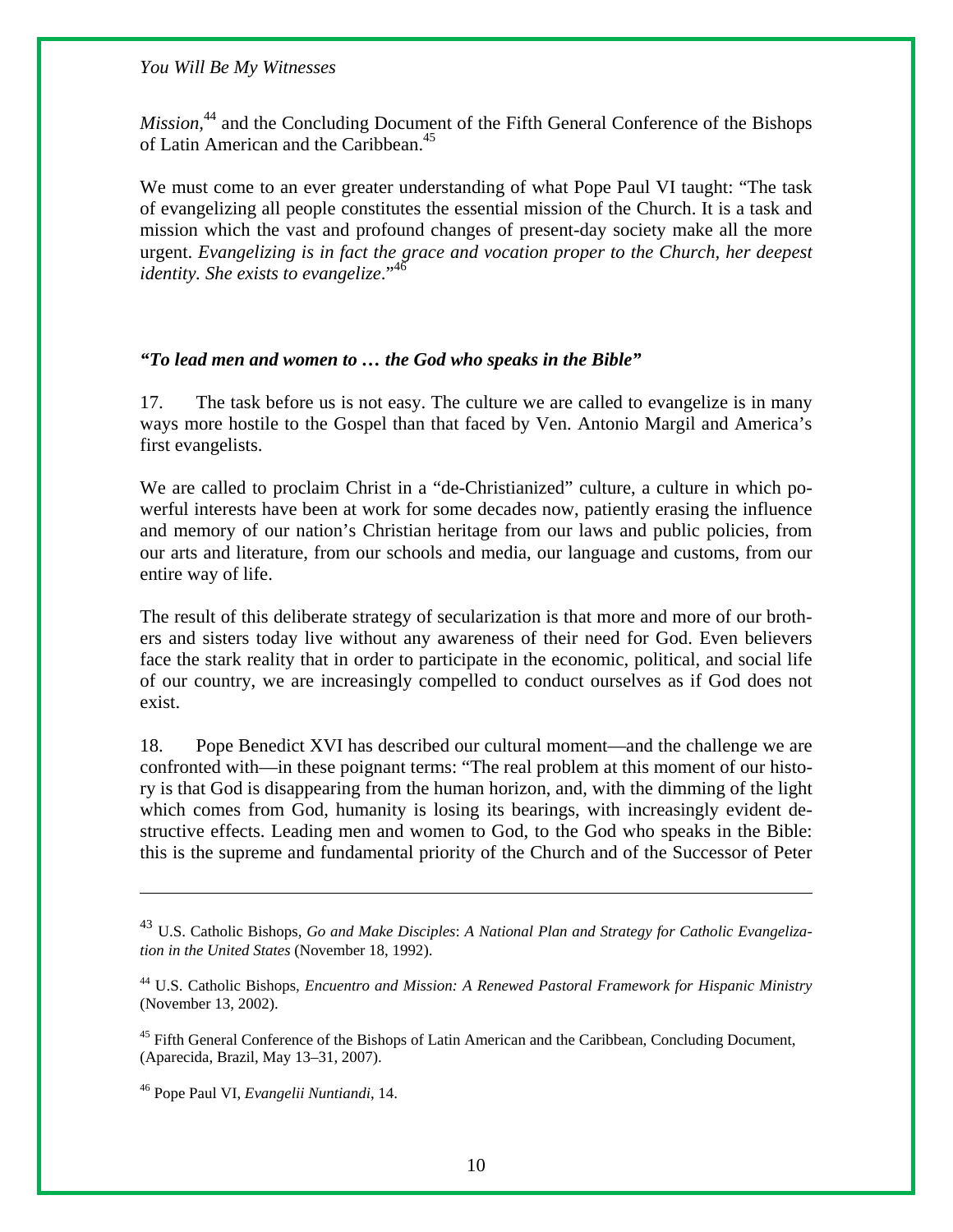*Mission*,[44] and the Concluding Document of the Fifth General Conference of the Bishops of Latin American and the Caribbean.[45]

We must come to an ever greater understanding of what Pope Paul VI taught: "The task of evangelizing all people constitutes the essential mission of the Church. It is a task and mission which the vast and profound changes of present-day society make all the more urgent. *Evangelizing is in fact the grace and vocation proper to the Church, her deepest identity. She exists to evangelize*."[46]

### *"To lead men and women to … the God who speaks in the Bible"*

17. The task before us is not easy. The culture we are called to evangelize is in many ways more hostile to the Gospel than that faced by Ven. Antonio Margil and America's first evangelists.

We are called to proclaim Christ in a "de-Christianized" culture, a culture in which powerful interests have been at work for some decades now, patiently erasing the influence and memory of our nation's Christian heritage from our laws and public policies, from our arts and literature, from our schools and media, our language and customs, from our entire way of life.

The result of this deliberate strategy of secularization is that more and more of our brothers and sisters today live without any awareness of their need for God. Even believers face the stark reality that in order to participate in the economic, political, and social life of our country, we are increasingly compelled to conduct ourselves as if God does not exist.

18. Pope Benedict XVI has described our cultural moment—and the challenge we are confronted with—in these poignant terms: "The real problem at this moment of our history is that God is disappearing from the human horizon, and, with the dimming of the light which comes from God, humanity is losing its bearings, with increasingly evident destructive effects. Leading men and women to God, to the God who speaks in the Bible: this is the supreme and fundamental priority of the Church and of the Successor of Peter

---

[43] U.S. Catholic Bishops, *Go and Make Disciples*: *A National Plan and Strategy for Catholic Evangelization in the United States* (November 18, 1992).

[44] U.S. Catholic Bishops, *Encuentro and Mission: A Renewed Pastoral Framework for Hispanic Ministry* (November 13, 2002).

[45] Fifth General Conference of the Bishops of Latin American and the Caribbean, Concluding Document, (Aparecida, Brazil, May 13–31, 2007).

[46] Pope Paul VI, *Evangelii Nuntiandi*, 14.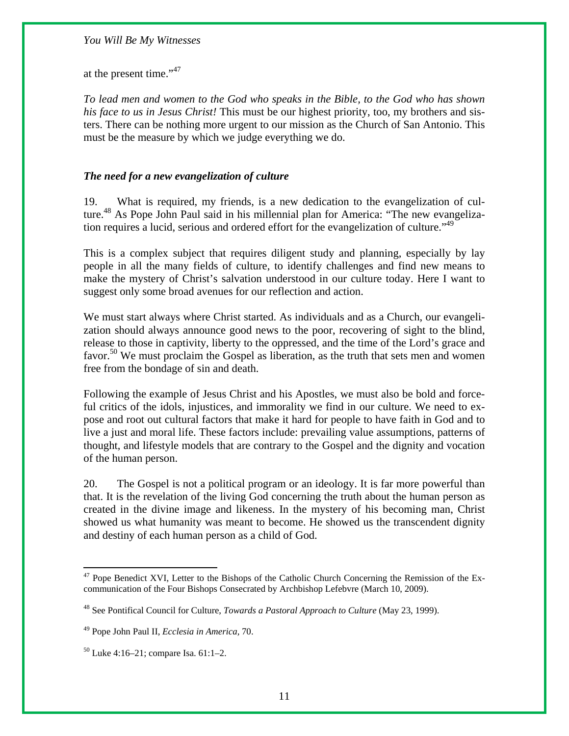at the present time."[47]

*To lead men and women to the God who speaks in the Bible, to the God who has shown his face to us in Jesus Christ!* This must be our highest priority, too, my brothers and sisters. There can be nothing more urgent to our mission as the Church of San Antonio. This must be the measure by which we judge everything we do.

### *The need for a new evangelization of culture*

19. What is required, my friends, is a new dedication to the evangelization of culture.[48] As Pope John Paul said in his millennial plan for America: "The new evangelization requires a lucid, serious and ordered effort for the evangelization of culture."[49]

This is a complex subject that requires diligent study and planning, especially by lay people in all the many fields of culture, to identify challenges and find new means to make the mystery of Christ's salvation understood in our culture today. Here I want to suggest only some broad avenues for our reflection and action.

We must start always where Christ started. As individuals and as a Church, our evangelization should always announce good news to the poor, recovering of sight to the blind, release to those in captivity, liberty to the oppressed, and the time of the Lord's grace and favor.[50] We must proclaim the Gospel as liberation, as the truth that sets men and women free from the bondage of sin and death.

Following the example of Jesus Christ and his Apostles, we must also be bold and forceful critics of the idols, injustices, and immorality we find in our culture. We need to expose and root out cultural factors that make it hard for people to have faith in God and to live a just and moral life. These factors include: prevailing value assumptions, patterns of thought, and lifestyle models that are contrary to the Gospel and the dignity and vocation of the human person.

20. The Gospel is not a political program or an ideology. It is far more powerful than that. It is the revelation of the living God concerning the truth about the human person as created in the divine image and likeness. In the mystery of his becoming man, Christ showed us what humanity was meant to become. He showed us the transcendent dignity and destiny of each human person as a child of God.

---

[47] Pope Benedict XVI, Letter to the Bishops of the Catholic Church Concerning the Remission of the Excommunication of the Four Bishops Consecrated by Archbishop Lefebvre (March 10, 2009).

[48] See Pontifical Council for Culture, *Towards a Pastoral Approach to Culture* (May 23, 1999).

[49] Pope John Paul II, *Ecclesia in America*, 70.

[50] Luke 4:16–21; compare Isa. 61:1–2.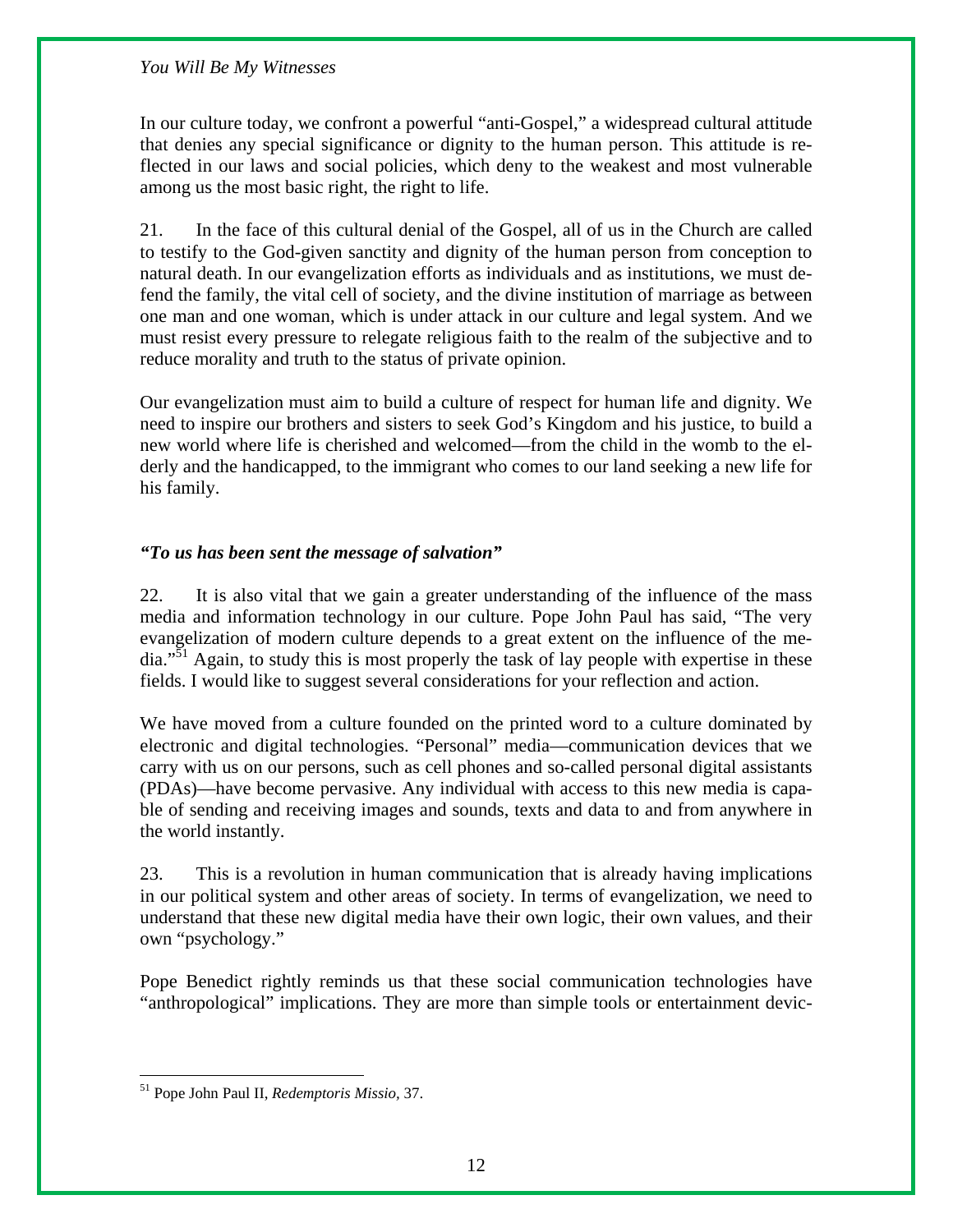In our culture today, we confront a powerful "anti-Gospel," a widespread cultural attitude that denies any special significance or dignity to the human person. This attitude is reflected in our laws and social policies, which deny to the weakest and most vulnerable among us the most basic right, the right to life.

21. In the face of this cultural denial of the Gospel, all of us in the Church are called to testify to the God-given sanctity and dignity of the human person from conception to natural death. In our evangelization efforts as individuals and as institutions, we must defend the family, the vital cell of society, and the divine institution of marriage as between one man and one woman, which is under attack in our culture and legal system. And we must resist every pressure to relegate religious faith to the realm of the subjective and to reduce morality and truth to the status of private opinion.

Our evangelization must aim to build a culture of respect for human life and dignity. We need to inspire our brothers and sisters to seek God's Kingdom and his justice, to build a new world where life is cherished and welcomed—from the child in the womb to the elderly and the handicapped, to the immigrant who comes to our land seeking a new life for his family.

### *"To us has been sent the message of salvation"*

22. It is also vital that we gain a greater understanding of the influence of the mass media and information technology in our culture. Pope John Paul has said, "The very evangelization of modern culture depends to a great extent on the influence of the media."[51] Again, to study this is most properly the task of lay people with expertise in these fields. I would like to suggest several considerations for your reflection and action.

We have moved from a culture founded on the printed word to a culture dominated by electronic and digital technologies. "Personal" media—communication devices that we carry with us on our persons, such as cell phones and so-called personal digital assistants (PDAs)—have become pervasive. Any individual with access to this new media is capable of sending and receiving images and sounds, texts and data to and from anywhere in the world instantly.

23. This is a revolution in human communication that is already having implications in our political system and other areas of society. In terms of evangelization, we need to understand that these new digital media have their own logic, their own values, and their own "psychology."

Pope Benedict rightly reminds us that these social communication technologies have "anthropological" implications. They are more than simple tools or entertainment devic-

---

[51] Pope John Paul II, *Redemptoris Missio*, 37.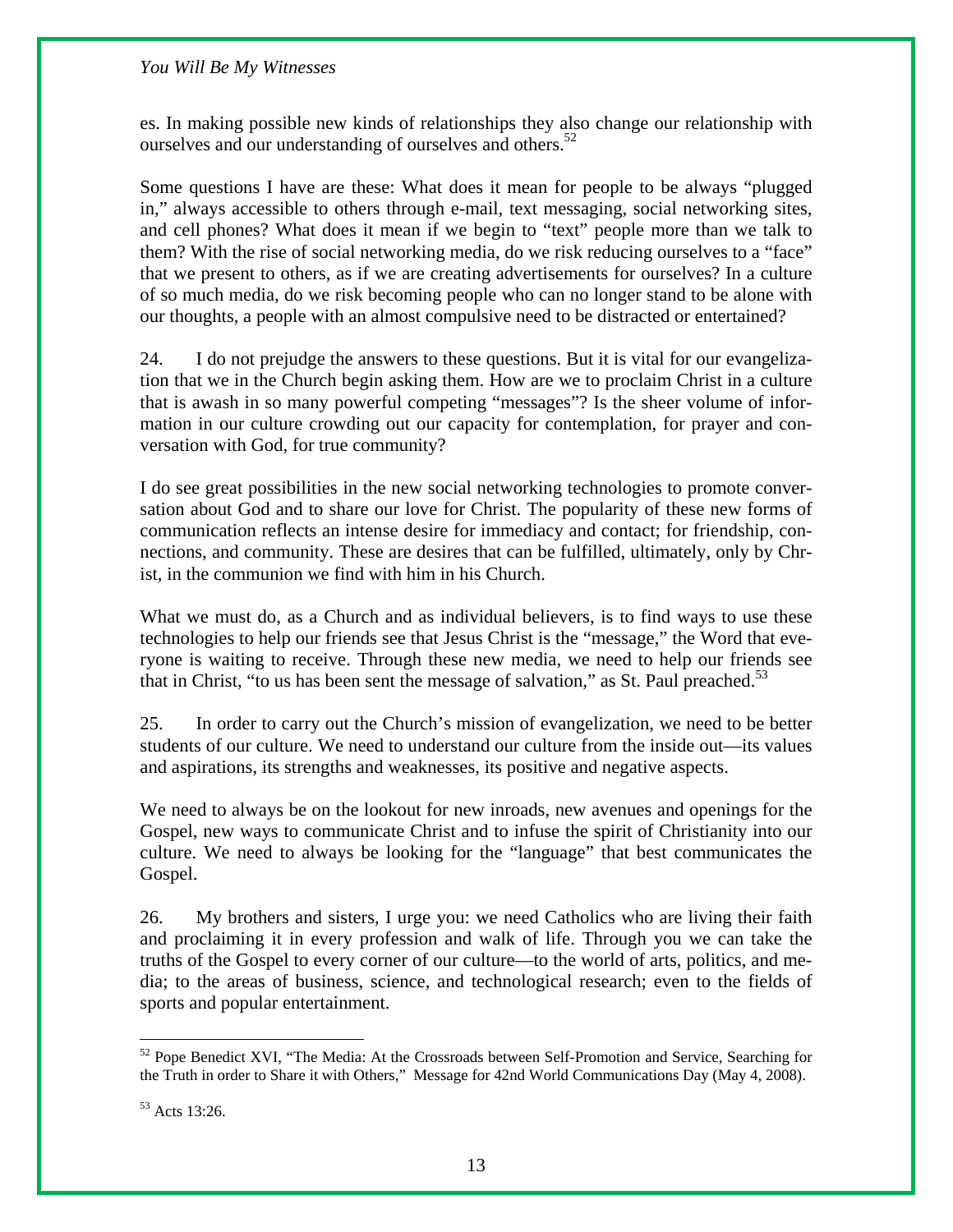es. In making possible new kinds of relationships they also change our relationship with ourselves and our understanding of ourselves and others.[52]

Some questions I have are these: What does it mean for people to be always "plugged in," always accessible to others through e-mail, text messaging, social networking sites, and cell phones? What does it mean if we begin to "text" people more than we talk to them? With the rise of social networking media, do we risk reducing ourselves to a "face" that we present to others, as if we are creating advertisements for ourselves? In a culture of so much media, do we risk becoming people who can no longer stand to be alone with our thoughts, a people with an almost compulsive need to be distracted or entertained?

24. I do not prejudge the answers to these questions. But it is vital for our evangelization that we in the Church begin asking them. How are we to proclaim Christ in a culture that is awash in so many powerful competing "messages"? Is the sheer volume of information in our culture crowding out our capacity for contemplation, for prayer and conversation with God, for true community?

I do see great possibilities in the new social networking technologies to promote conversation about God and to share our love for Christ. The popularity of these new forms of communication reflects an intense desire for immediacy and contact; for friendship, connections, and community. These are desires that can be fulfilled, ultimately, only by Christ, in the communion we find with him in his Church.

What we must do, as a Church and as individual believers, is to find ways to use these technologies to help our friends see that Jesus Christ is the "message," the Word that everyone is waiting to receive. Through these new media, we need to help our friends see that in Christ, "to us has been sent the message of salvation," as St. Paul preached.[53]

25. In order to carry out the Church's mission of evangelization, we need to be better students of our culture. We need to understand our culture from the inside out—its values and aspirations, its strengths and weaknesses, its positive and negative aspects.

We need to always be on the lookout for new inroads, new avenues and openings for the Gospel, new ways to communicate Christ and to infuse the spirit of Christianity into our culture. We need to always be looking for the "language" that best communicates the Gospel.

26. My brothers and sisters, I urge you: we need Catholics who are living their faith and proclaiming it in every profession and walk of life. Through you we can take the truths of the Gospel to every corner of our culture—to the world of arts, politics, and media; to the areas of business, science, and technological research; even to the fields of sports and popular entertainment.

---

[52] Pope Benedict XVI, "The Media: At the Crossroads between Self-Promotion and Service, Searching for the Truth in order to Share it with Others," Message for 42nd World Communications Day (May 4, 2008).

[53] Acts 13:26.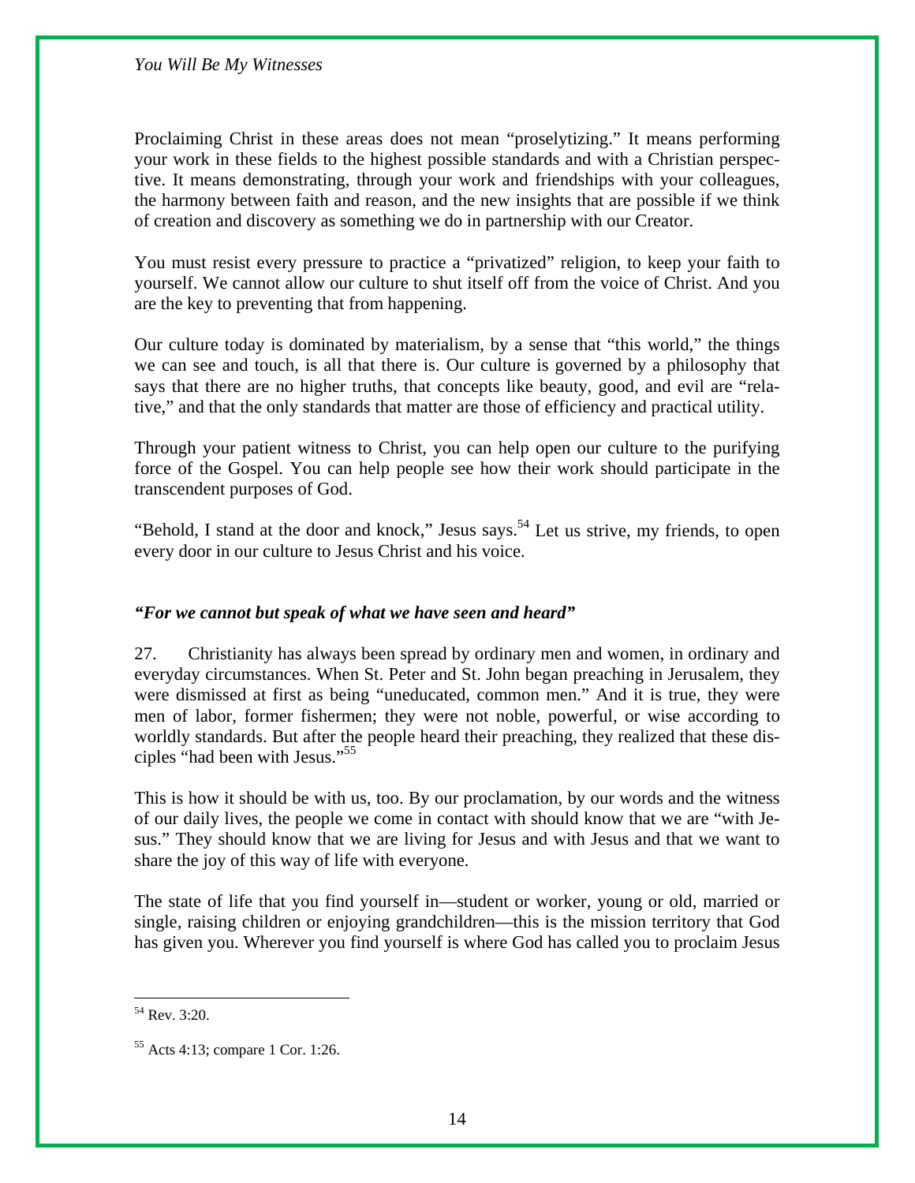Proclaiming Christ in these areas does not mean "proselytizing." It means performing your work in these fields to the highest possible standards and with a Christian perspective. It means demonstrating, through your work and friendships with your colleagues, the harmony between faith and reason, and the new insights that are possible if we think of creation and discovery as something we do in partnership with our Creator.

You must resist every pressure to practice a "privatized" religion, to keep your faith to yourself. We cannot allow our culture to shut itself off from the voice of Christ. And you are the key to preventing that from happening.

Our culture today is dominated by materialism, by a sense that "this world," the things we can see and touch, is all that there is. Our culture is governed by a philosophy that says that there are no higher truths, that concepts like beauty, good, and evil are "relative," and that the only standards that matter are those of efficiency and practical utility.

Through your patient witness to Christ, you can help open our culture to the purifying force of the Gospel. You can help people see how their work should participate in the transcendent purposes of God.

"Behold, I stand at the door and knock," Jesus says.[54] Let us strive, my friends, to open every door in our culture to Jesus Christ and his voice.

### *"For we cannot but speak of what we have seen and heard"*

27. Christianity has always been spread by ordinary men and women, in ordinary and everyday circumstances. When St. Peter and St. John began preaching in Jerusalem, they were dismissed at first as being "uneducated, common men." And it is true, they were men of labor, former fishermen; they were not noble, powerful, or wise according to worldly standards. But after the people heard their preaching, they realized that these disciples "had been with Jesus."[55]

This is how it should be with us, too. By our proclamation, by our words and the witness of our daily lives, the people we come in contact with should know that we are "with Jesus." They should know that we are living for Jesus and with Jesus and that we want to share the joy of this way of life with everyone.

The state of life that you find yourself in—student or worker, young or old, married or single, raising children or enjoying grandchildren—this is the mission territory that God has given you. Wherever you find yourself is where God has called you to proclaim Jesus

---

[54] Rev. 3:20.

[55] Acts 4:13; compare 1 Cor. 1:26.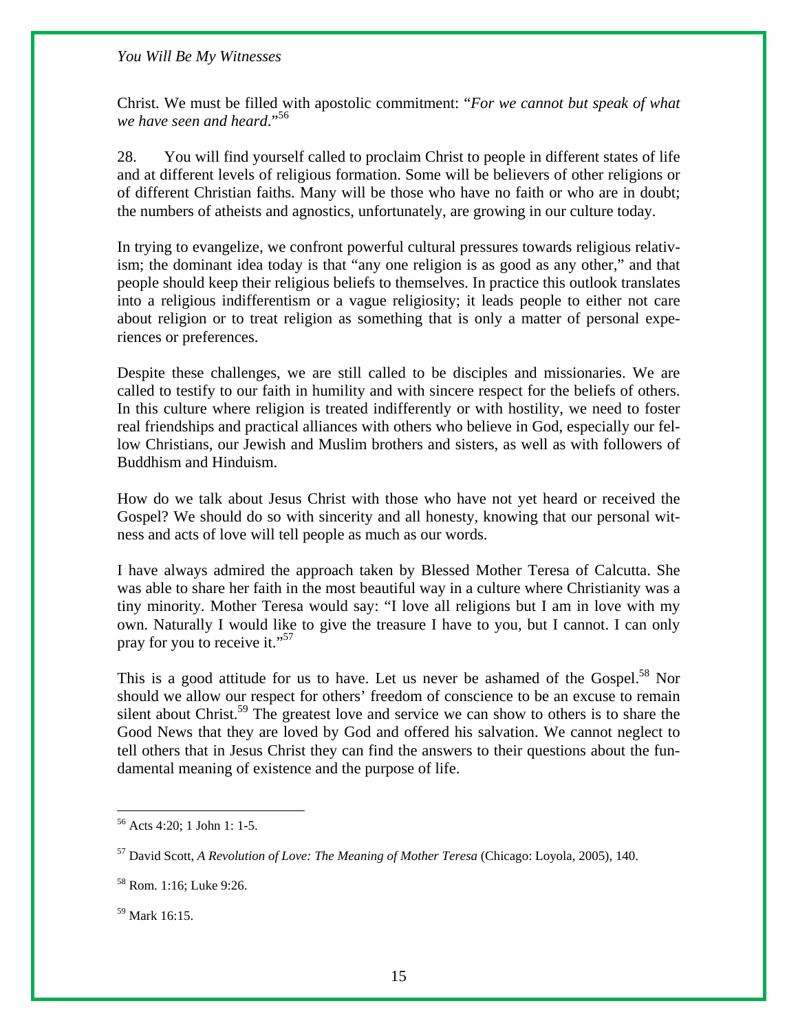Christ. We must be filled with apostolic commitment: "*For we cannot but speak of what we have seen and heard*."[56]

28. You will find yourself called to proclaim Christ to people in different states of life and at different levels of religious formation. Some will be believers of other religions or of different Christian faiths. Many will be those who have no faith or who are in doubt; the numbers of atheists and agnostics, unfortunately, are growing in our culture today.

In trying to evangelize, we confront powerful cultural pressures towards religious relativism; the dominant idea today is that "any one religion is as good as any other," and that people should keep their religious beliefs to themselves. In practice this outlook translates into a religious indifferentism or a vague religiosity; it leads people to either not care about religion or to treat religion as something that is only a matter of personal experiences or preferences.

Despite these challenges, we are still called to be disciples and missionaries. We are called to testify to our faith in humility and with sincere respect for the beliefs of others. In this culture where religion is treated indifferently or with hostility, we need to foster real friendships and practical alliances with others who believe in God, especially our fellow Christians, our Jewish and Muslim brothers and sisters, as well as with followers of Buddhism and Hinduism.

How do we talk about Jesus Christ with those who have not yet heard or received the Gospel? We should do so with sincerity and all honesty, knowing that our personal witness and acts of love will tell people as much as our words.

I have always admired the approach taken by Blessed Mother Teresa of Calcutta. She was able to share her faith in the most beautiful way in a culture where Christianity was a tiny minority. Mother Teresa would say: "I love all religions but I am in love with my own. Naturally I would like to give the treasure I have to you, but I cannot. I can only pray for you to receive it."[57]

This is a good attitude for us to have. Let us never be ashamed of the Gospel.[58] Nor should we allow our respect for others' freedom of conscience to be an excuse to remain silent about Christ.[59] The greatest love and service we can show to others is to share the Good News that they are loved by God and offered his salvation. We cannot neglect to tell others that in Jesus Christ they can find the answers to their questions about the fundamental meaning of existence and the purpose of life.

---

[56] Acts 4:20; 1 John 1: 1-5.

[57] David Scott, *A Revolution of Love: The Meaning of Mother Teresa* (Chicago: Loyola, 2005), 140.

[58] Rom. 1:16; Luke 9:26.

[59] Mark 16:15.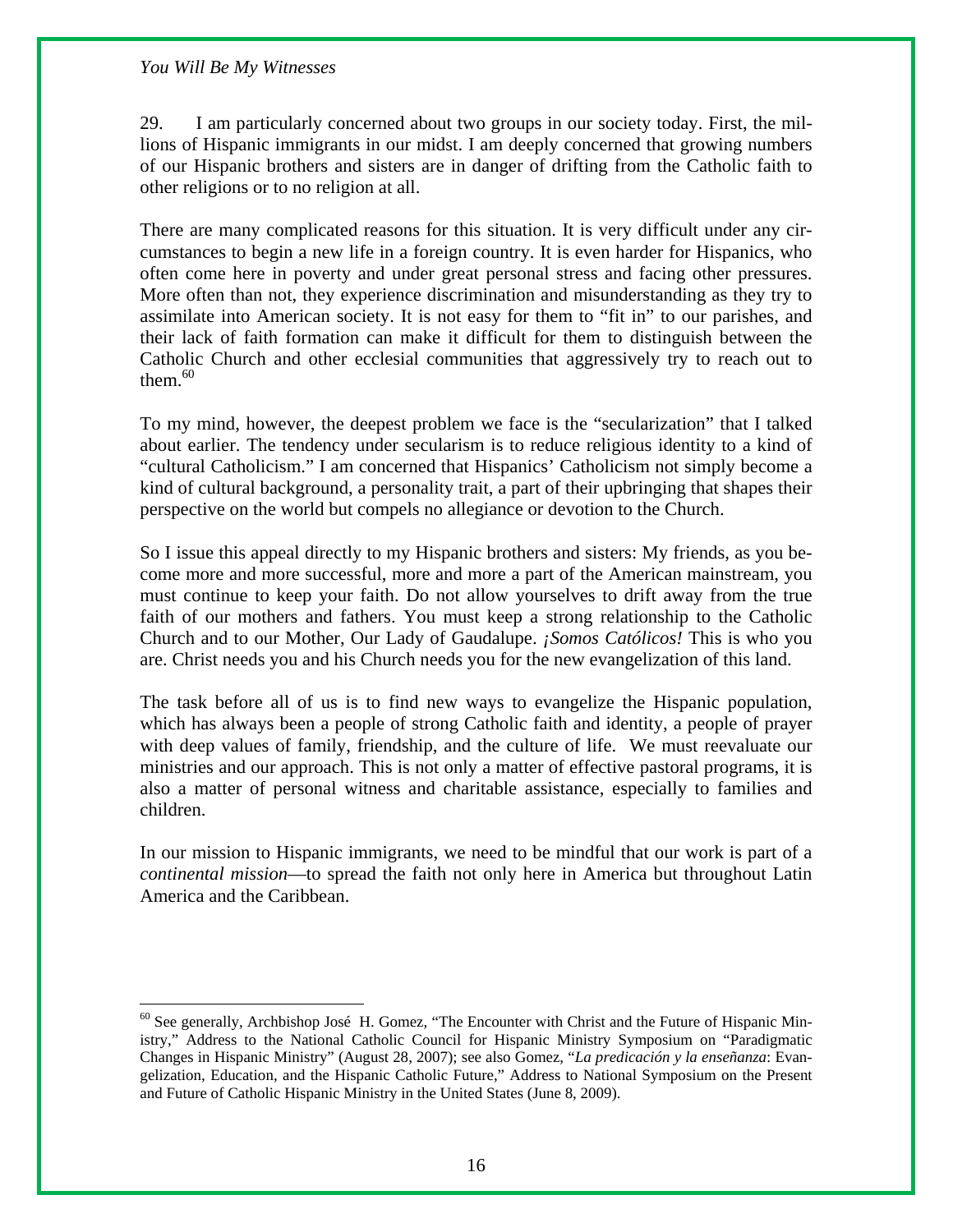29. I am particularly concerned about two groups in our society today. First, the millions of Hispanic immigrants in our midst. I am deeply concerned that growing numbers of our Hispanic brothers and sisters are in danger of drifting from the Catholic faith to other religions or to no religion at all.

There are many complicated reasons for this situation. It is very difficult under any circumstances to begin a new life in a foreign country. It is even harder for Hispanics, who often come here in poverty and under great personal stress and facing other pressures. More often than not, they experience discrimination and misunderstanding as they try to assimilate into American society. It is not easy for them to "fit in" to our parishes, and their lack of faith formation can make it difficult for them to distinguish between the Catholic Church and other ecclesial communities that aggressively try to reach out to them.[60]

To my mind, however, the deepest problem we face is the "secularization" that I talked about earlier. The tendency under secularism is to reduce religious identity to a kind of "cultural Catholicism." I am concerned that Hispanics' Catholicism not simply become a kind of cultural background, a personality trait, a part of their upbringing that shapes their perspective on the world but compels no allegiance or devotion to the Church.

So I issue this appeal directly to my Hispanic brothers and sisters: My friends, as you become more and more successful, more and more a part of the American mainstream, you must continue to keep your faith. Do not allow yourselves to drift away from the true faith of our mothers and fathers. You must keep a strong relationship to the Catholic Church and to our Mother, Our Lady of Gaudalupe. *¡Somos Católicos!* This is who you are. Christ needs you and his Church needs you for the new evangelization of this land.

The task before all of us is to find new ways to evangelize the Hispanic population, which has always been a people of strong Catholic faith and identity, a people of prayer with deep values of family, friendship, and the culture of life. We must reevaluate our ministries and our approach. This is not only a matter of effective pastoral programs, it is also a matter of personal witness and charitable assistance, especially to families and children.

In our mission to Hispanic immigrants, we need to be mindful that our work is part of a *continental mission*—to spread the faith not only here in America but throughout Latin America and the Caribbean.

---

[60] See generally, Archbishop José H. Gomez, "The Encounter with Christ and the Future of Hispanic Ministry," Address to the National Catholic Council for Hispanic Ministry Symposium on "Paradigmatic Changes in Hispanic Ministry" (August 28, 2007); see also Gomez, "*La predicación y la enseñanza*: Evangelization, Education, and the Hispanic Catholic Future," Address to National Symposium on the Present and Future of Catholic Hispanic Ministry in the United States (June 8, 2009).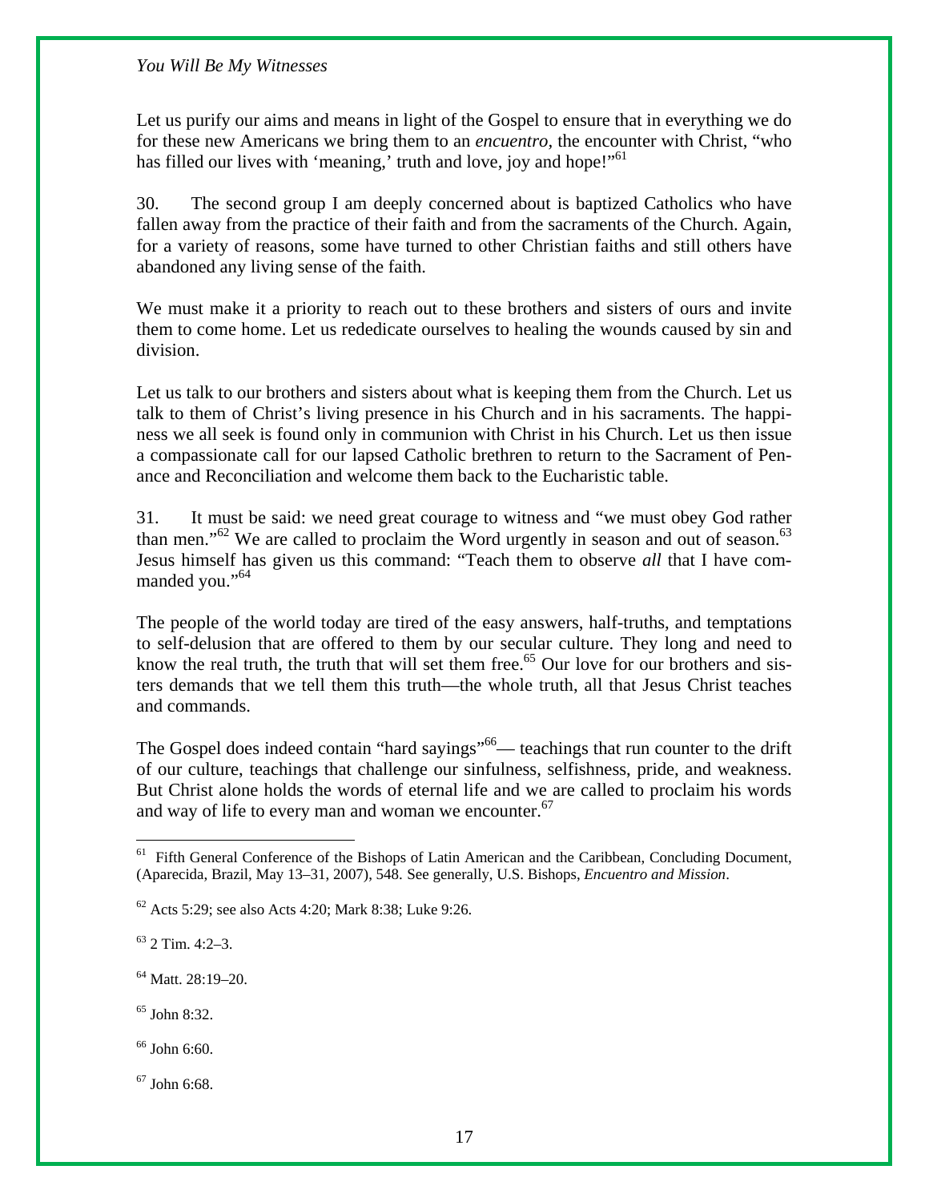Let us purify our aims and means in light of the Gospel to ensure that in everything we do for these new Americans we bring them to an *encuentro*, the encounter with Christ, "who has filled our lives with 'meaning,' truth and love, joy and hope!"[61]

30. The second group I am deeply concerned about is baptized Catholics who have fallen away from the practice of their faith and from the sacraments of the Church. Again, for a variety of reasons, some have turned to other Christian faiths and still others have abandoned any living sense of the faith.

We must make it a priority to reach out to these brothers and sisters of ours and invite them to come home. Let us rededicate ourselves to healing the wounds caused by sin and division.

Let us talk to our brothers and sisters about what is keeping them from the Church. Let us talk to them of Christ's living presence in his Church and in his sacraments. The happiness we all seek is found only in communion with Christ in his Church. Let us then issue a compassionate call for our lapsed Catholic brethren to return to the Sacrament of Penance and Reconciliation and welcome them back to the Eucharistic table.

31. It must be said: we need great courage to witness and "we must obey God rather than men."[62] We are called to proclaim the Word urgently in season and out of season.[63] Jesus himself has given us this command: "Teach them to observe *all* that I have commanded you."[64]

The people of the world today are tired of the easy answers, half-truths, and temptations to self-delusion that are offered to them by our secular culture. They long and need to know the real truth, the truth that will set them free.[65] Our love for our brothers and sisters demands that we tell them this truth—the whole truth, all that Jesus Christ teaches and commands.

The Gospel does indeed contain "hard sayings"[66]— teachings that run counter to the drift of our culture, teachings that challenge our sinfulness, selfishness, pride, and weakness. But Christ alone holds the words of eternal life and we are called to proclaim his words and way of life to every man and woman we encounter.[67]

---

[61] Fifth General Conference of the Bishops of Latin American and the Caribbean, Concluding Document, (Aparecida, Brazil, May 13–31, 2007), 548. See generally, U.S. Bishops, *Encuentro and Mission*.

[62] Acts 5:29; see also Acts 4:20; Mark 8:38; Luke 9:26.

[63] 2 Tim. 4:2–3.

[64] Matt. 28:19–20.

[65] John 8:32.

[66] John 6:60.

[67] John 6:68.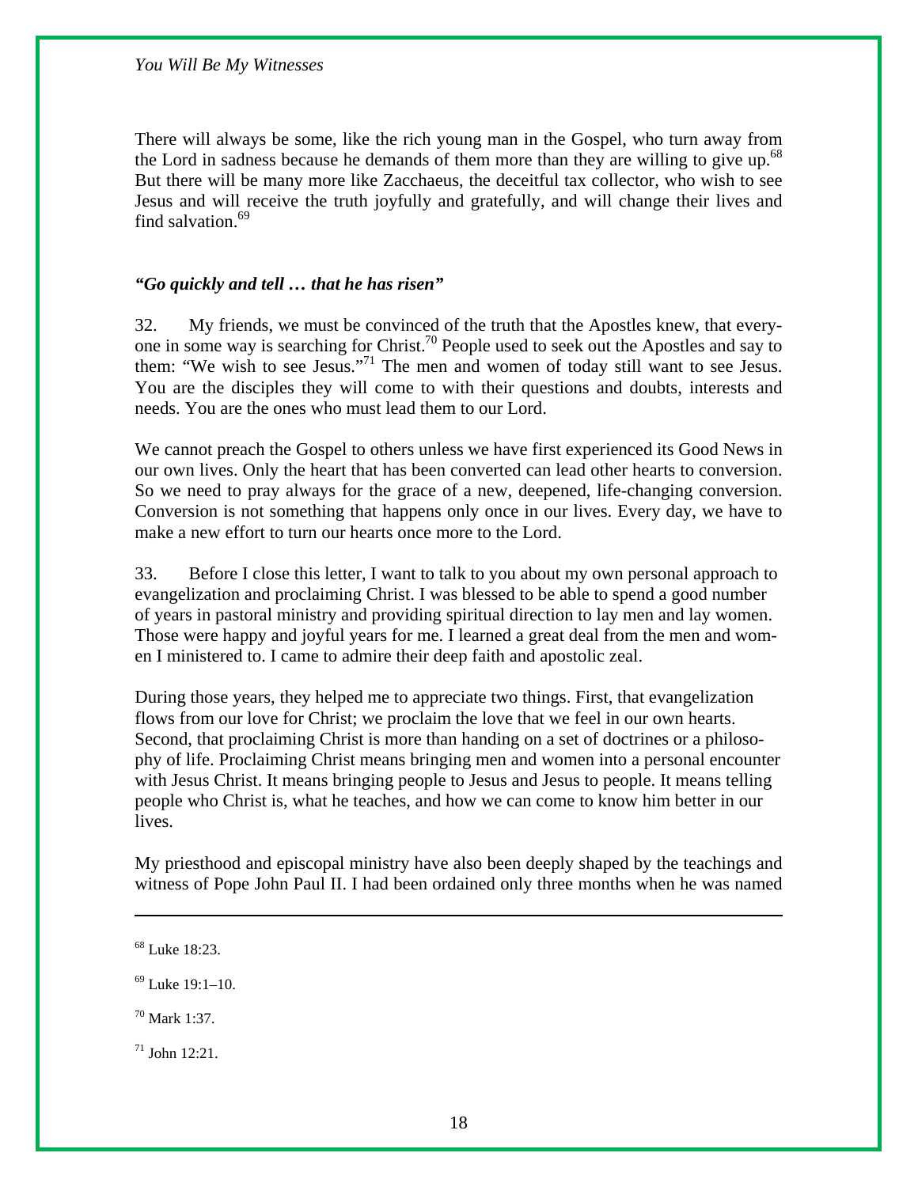There will always be some, like the rich young man in the Gospel, who turn away from the Lord in sadness because he demands of them more than they are willing to give up.[68] But there will be many more like Zacchaeus, the deceitful tax collector, who wish to see Jesus and will receive the truth joyfully and gratefully, and will change their lives and find salvation.[69]

### *"Go quickly and tell … that he has risen"*

32. My friends, we must be convinced of the truth that the Apostles knew, that everyone in some way is searching for Christ.[70] People used to seek out the Apostles and say to them: "We wish to see Jesus."[71] The men and women of today still want to see Jesus. You are the disciples they will come to with their questions and doubts, interests and needs. You are the ones who must lead them to our Lord.

We cannot preach the Gospel to others unless we have first experienced its Good News in our own lives. Only the heart that has been converted can lead other hearts to conversion. So we need to pray always for the grace of a new, deepened, life-changing conversion. Conversion is not something that happens only once in our lives. Every day, we have to make a new effort to turn our hearts once more to the Lord.

33. Before I close this letter, I want to talk to you about my own personal approach to evangelization and proclaiming Christ. I was blessed to be able to spend a good number of years in pastoral ministry and providing spiritual direction to lay men and lay women. Those were happy and joyful years for me. I learned a great deal from the men and women I ministered to. I came to admire their deep faith and apostolic zeal.

During those years, they helped me to appreciate two things. First, that evangelization flows from our love for Christ; we proclaim the love that we feel in our own hearts. Second, that proclaiming Christ is more than handing on a set of doctrines or a philosophy of life. Proclaiming Christ means bringing men and women into a personal encounter with Jesus Christ. It means bringing people to Jesus and Jesus to people. It means telling people who Christ is, what he teaches, and how we can come to know him better in our lives.

My priesthood and episcopal ministry have also been deeply shaped by the teachings and witness of Pope John Paul II. I had been ordained only three months when he was named

---

[68] Luke 18:23.

[69] Luke 19:1–10.

[70] Mark 1:37.

[71] John 12:21.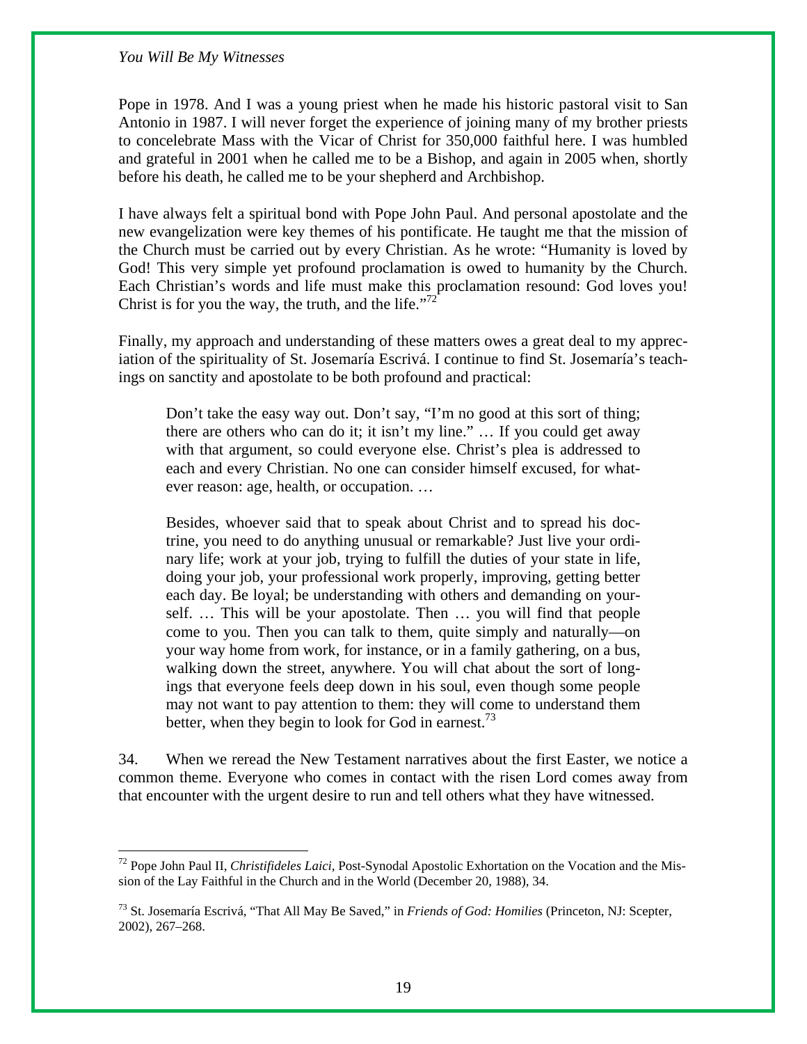Pope in 1978. And I was a young priest when he made his historic pastoral visit to San Antonio in 1987. I will never forget the experience of joining many of my brother priests to concelebrate Mass with the Vicar of Christ for 350,000 faithful here. I was humbled and grateful in 2001 when he called me to be a Bishop, and again in 2005 when, shortly before his death, he called me to be your shepherd and Archbishop.

I have always felt a spiritual bond with Pope John Paul. And personal apostolate and the new evangelization were key themes of his pontificate. He taught me that the mission of the Church must be carried out by every Christian. As he wrote: "Humanity is loved by God! This very simple yet profound proclamation is owed to humanity by the Church. Each Christian's words and life must make this proclamation resound: God loves you! Christ is for you the way, the truth, and the life."[72]

Finally, my approach and understanding of these matters owes a great deal to my appreciation of the spirituality of St. Josemaría Escrivá. I continue to find St. Josemaría's teachings on sanctity and apostolate to be both profound and practical:

> Don't take the easy way out. Don't say, "I'm no good at this sort of thing; there are others who can do it; it isn't my line." … If you could get away with that argument, so could everyone else. Christ's plea is addressed to each and every Christian. No one can consider himself excused, for whatever reason: age, health, or occupation. …
>
> Besides, whoever said that to speak about Christ and to spread his doctrine, you need to do anything unusual or remarkable? Just live your ordinary life; work at your job, trying to fulfill the duties of your state in life, doing your job, your professional work properly, improving, getting better each day. Be loyal; be understanding with others and demanding on yourself. … This will be your apostolate. Then … you will find that people come to you. Then you can talk to them, quite simply and naturally—on your way home from work, for instance, or in a family gathering, on a bus, walking down the street, anywhere. You will chat about the sort of longings that everyone feels deep down in his soul, even though some people may not want to pay attention to them: they will come to understand them better, when they begin to look for God in earnest.[73]

34. When we reread the New Testament narratives about the first Easter, we notice a common theme. Everyone who comes in contact with the risen Lord comes away from that encounter with the urgent desire to run and tell others what they have witnessed.

---

[72] Pope John Paul II, *Christifideles Laici*, Post-Synodal Apostolic Exhortation on the Vocation and the Mission of the Lay Faithful in the Church and in the World (December 20, 1988), 34.

[73] St. Josemaría Escrivá, "That All May Be Saved," in *Friends of God: Homilies* (Princeton, NJ: Scepter, 2002), 267–268.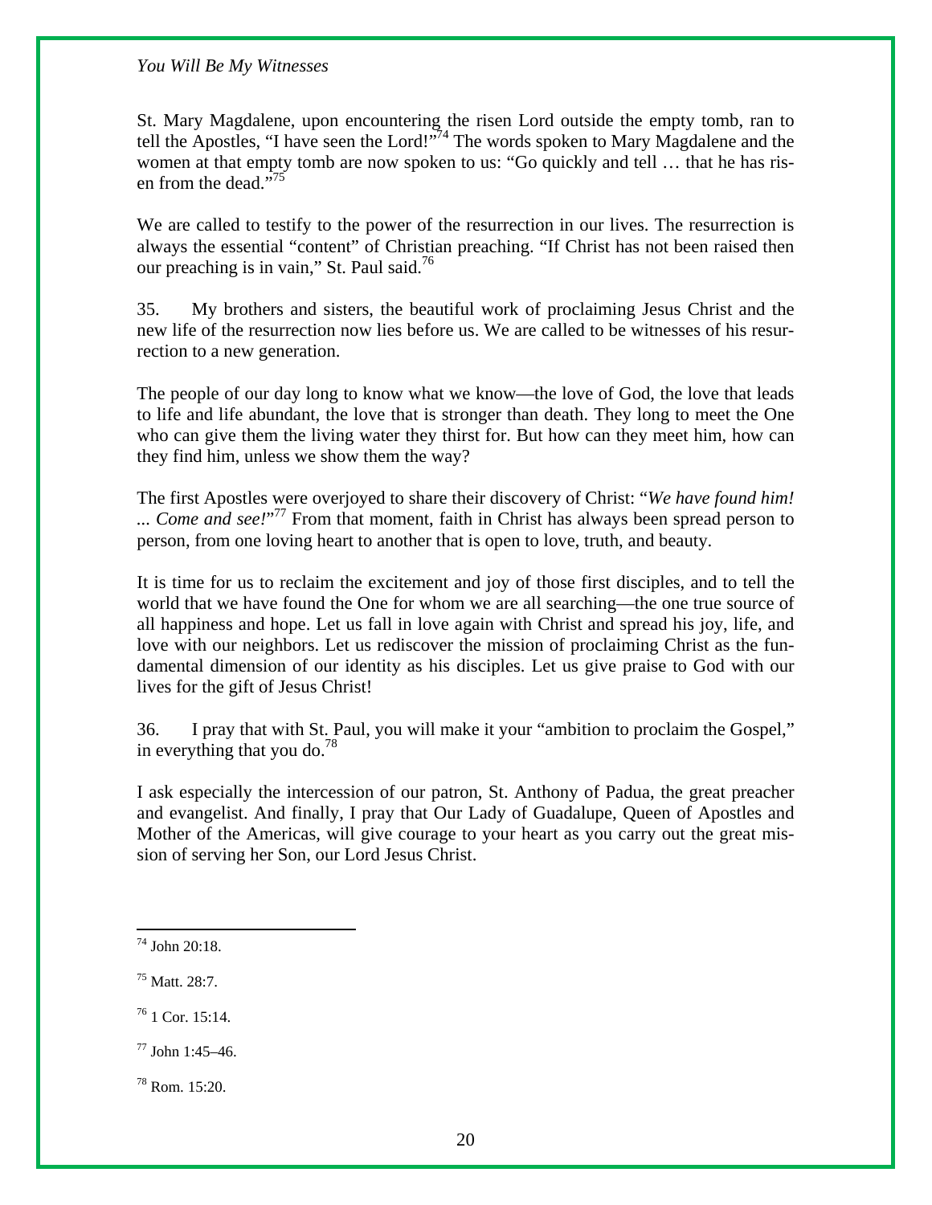St. Mary Magdalene, upon encountering the risen Lord outside the empty tomb, ran to tell the Apostles, "I have seen the Lord!"[74] The words spoken to Mary Magdalene and the women at that empty tomb are now spoken to us: "Go quickly and tell … that he has risen from the dead."[75]

We are called to testify to the power of the resurrection in our lives. The resurrection is always the essential "content" of Christian preaching. "If Christ has not been raised then our preaching is in vain," St. Paul said.[76]

35. My brothers and sisters, the beautiful work of proclaiming Jesus Christ and the new life of the resurrection now lies before us. We are called to be witnesses of his resurrection to a new generation.

The people of our day long to know what we know—the love of God, the love that leads to life and life abundant, the love that is stronger than death. They long to meet the One who can give them the living water they thirst for. But how can they meet him, how can they find him, unless we show them the way?

The first Apostles were overjoyed to share their discovery of Christ: "*We have found him! ... Come and see!*"[77] From that moment, faith in Christ has always been spread person to person, from one loving heart to another that is open to love, truth, and beauty.

It is time for us to reclaim the excitement and joy of those first disciples, and to tell the world that we have found the One for whom we are all searching—the one true source of all happiness and hope. Let us fall in love again with Christ and spread his joy, life, and love with our neighbors. Let us rediscover the mission of proclaiming Christ as the fundamental dimension of our identity as his disciples. Let us give praise to God with our lives for the gift of Jesus Christ!

36. I pray that with St. Paul, you will make it your "ambition to proclaim the Gospel," in everything that you do.[78]

I ask especially the intercession of our patron, St. Anthony of Padua, the great preacher and evangelist. And finally, I pray that Our Lady of Guadalupe, Queen of Apostles and Mother of the Americas, will give courage to your heart as you carry out the great mission of serving her Son, our Lord Jesus Christ.

---

[74] John 20:18.

[75] Matt. 28:7.

[76] 1 Cor. 15:14.

[77] John 1:45–46.

[78] Rom. 15:20.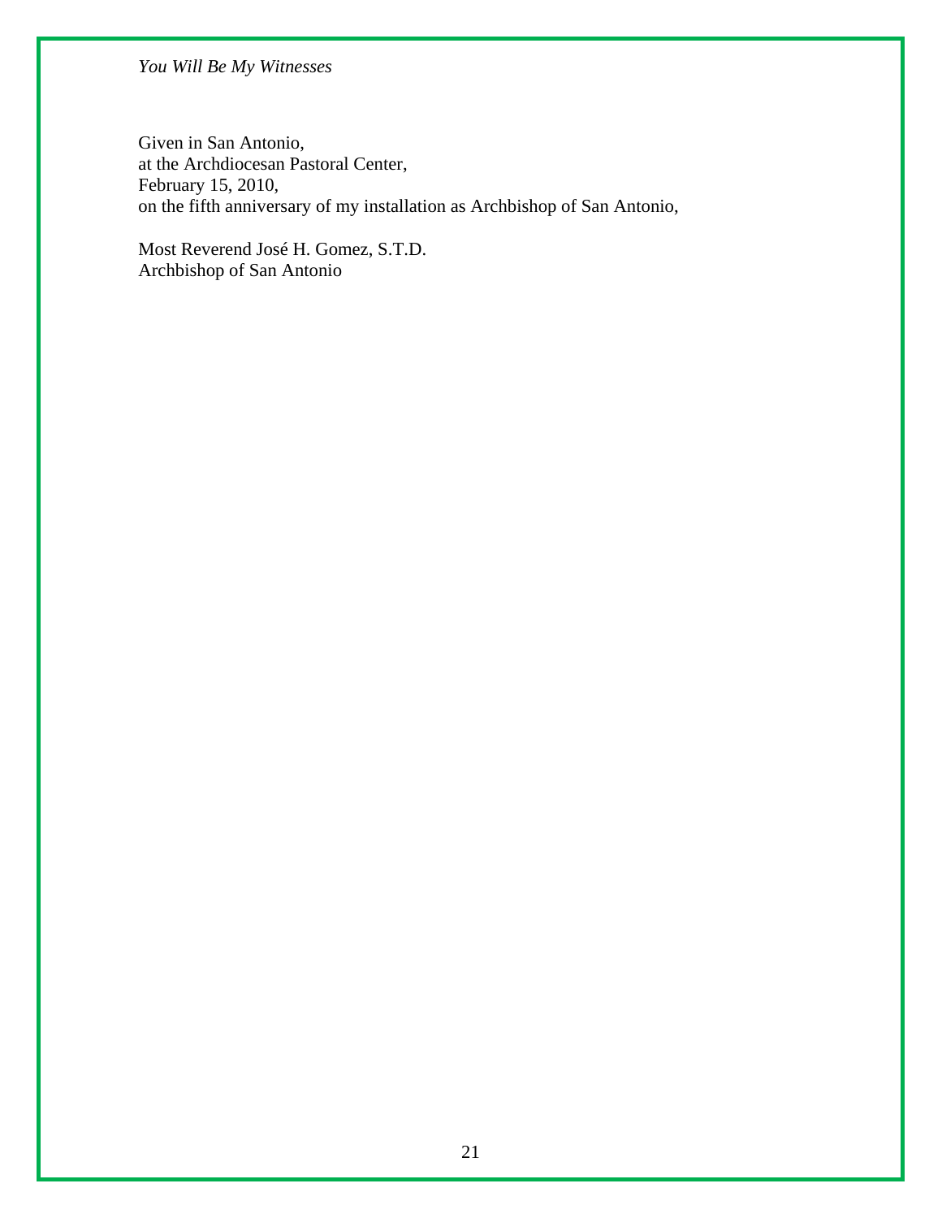Given in San Antonio,
at the Archdiocesan Pastoral Center,
February 15, 2010,
on the fifth anniversary of my installation as Archbishop of San Antonio,

Most Reverend José H. Gomez, S.T.D.
Archbishop of San Antonio